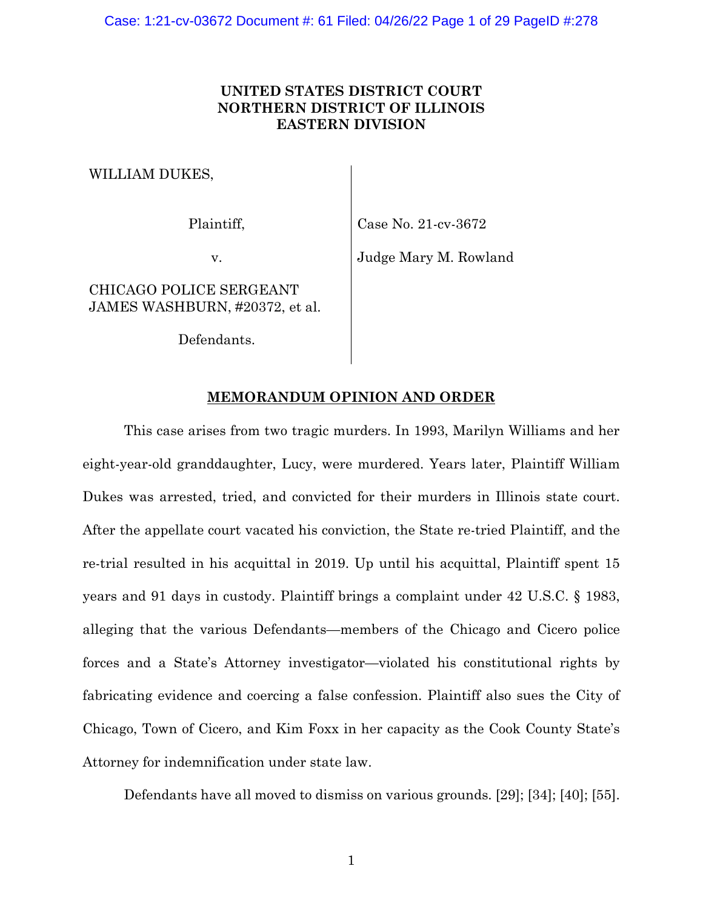**UNITED STATES DISTRICT COURT**
**NORTHERN DISTRICT OF ILLINOIS**
**EASTERN DIVISION**

WILLIAM DUKES,

Plaintiff,

v.

CHICAGO POLICE SERGEANT JAMES WASHBURN, #20372, et al.

Defendants.

Case No. 21-cv-3672

Judge Mary M. Rowland

**MEMORANDUM OPINION AND ORDER**

This case arises from two tragic murders. In 1993, Marilyn Williams and her eight-year-old granddaughter, Lucy, were murdered. Years later, Plaintiff William Dukes was arrested, tried, and convicted for their murders in Illinois state court. After the appellate court vacated his conviction, the State re-tried Plaintiff, and the re-trial resulted in his acquittal in 2019. Up until his acquittal, Plaintiff spent 15 years and 91 days in custody. Plaintiff brings a complaint under 42 U.S.C. § 1983, alleging that the various Defendants—members of the Chicago and Cicero police forces and a State's Attorney investigator—violated his constitutional rights by fabricating evidence and coercing a false confession. Plaintiff also sues the City of Chicago, Town of Cicero, and Kim Foxx in her capacity as the Cook County State's Attorney for indemnification under state law.

Defendants have all moved to dismiss on various grounds. [29]; [34]; [40]; [55].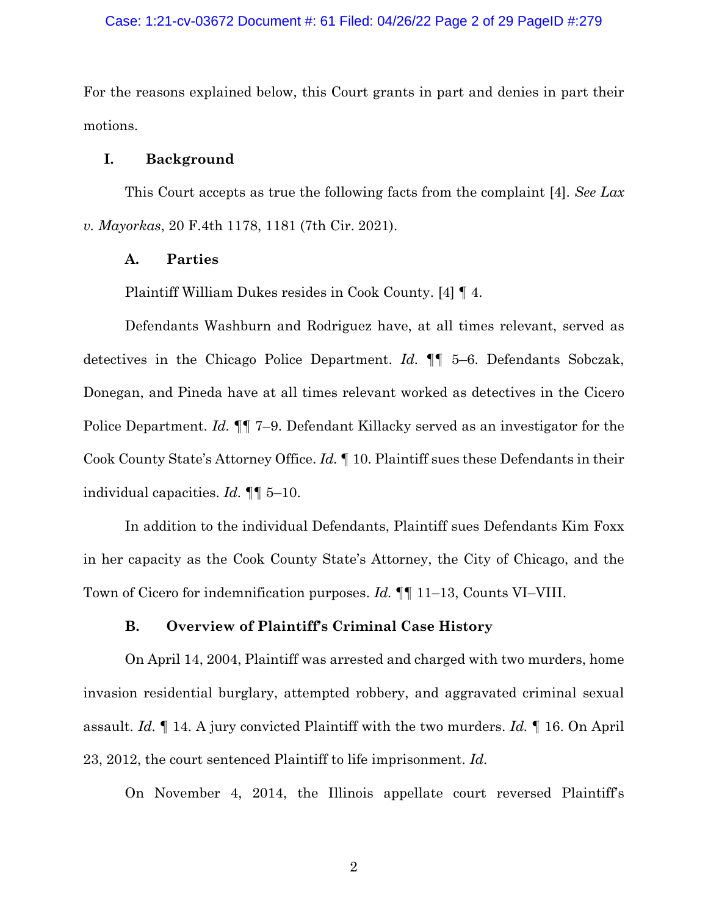For the reasons explained below, this Court grants in part and denies in part their motions.

## I. Background

This Court accepts as true the following facts from the complaint [4]. *See Lax v. Mayorkas*, 20 F.4th 1178, 1181 (7th Cir. 2021).

### A. Parties

Plaintiff William Dukes resides in Cook County. [4] ¶ 4.

Defendants Washburn and Rodriguez have, at all times relevant, served as detectives in the Chicago Police Department. *Id.* ¶¶ 5–6. Defendants Sobczak, Donegan, and Pineda have at all times relevant worked as detectives in the Cicero Police Department. *Id.* ¶¶ 7–9. Defendant Killacky served as an investigator for the Cook County State's Attorney Office. *Id.* ¶ 10. Plaintiff sues these Defendants in their individual capacities. *Id.* ¶¶ 5–10.

In addition to the individual Defendants, Plaintiff sues Defendants Kim Foxx in her capacity as the Cook County State's Attorney, the City of Chicago, and the Town of Cicero for indemnification purposes. *Id.* ¶¶ 11–13, Counts VI–VIII.

### B. Overview of Plaintiff's Criminal Case History

On April 14, 2004, Plaintiff was arrested and charged with two murders, home invasion residential burglary, attempted robbery, and aggravated criminal sexual assault. *Id.* ¶ 14. A jury convicted Plaintiff with the two murders. *Id.* ¶ 16. On April 23, 2012, the court sentenced Plaintiff to life imprisonment. *Id.*

On November 4, 2014, the Illinois appellate court reversed Plaintiff's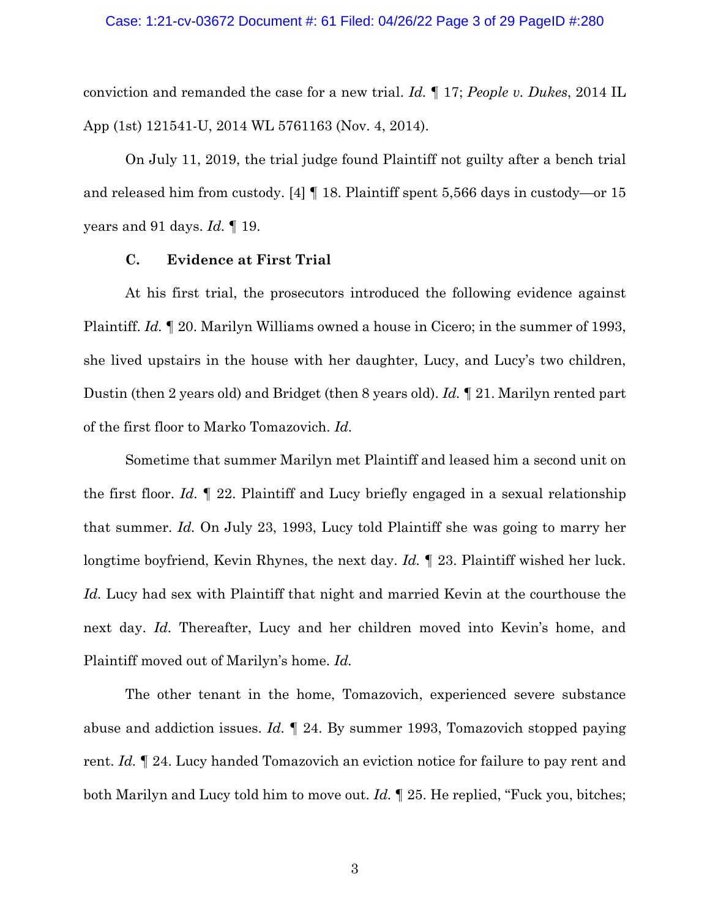conviction and remanded the case for a new trial. *Id.* ¶ 17; *People v. Dukes*, 2014 IL App (1st) 121541-U, 2014 WL 5761163 (Nov. 4, 2014).

On July 11, 2019, the trial judge found Plaintiff not guilty after a bench trial and released him from custody. [4] ¶ 18. Plaintiff spent 5,566 days in custody—or 15 years and 91 days. *Id.* ¶ 19.

### C. Evidence at First Trial

At his first trial, the prosecutors introduced the following evidence against Plaintiff. *Id.* ¶ 20. Marilyn Williams owned a house in Cicero; in the summer of 1993, she lived upstairs in the house with her daughter, Lucy, and Lucy's two children, Dustin (then 2 years old) and Bridget (then 8 years old). *Id.* ¶ 21. Marilyn rented part of the first floor to Marko Tomazovich. *Id.*

Sometime that summer Marilyn met Plaintiff and leased him a second unit on the first floor. *Id.* ¶ 22. Plaintiff and Lucy briefly engaged in a sexual relationship that summer. *Id.* On July 23, 1993, Lucy told Plaintiff she was going to marry her longtime boyfriend, Kevin Rhynes, the next day. *Id.* ¶ 23. Plaintiff wished her luck. *Id.* Lucy had sex with Plaintiff that night and married Kevin at the courthouse the next day. *Id.* Thereafter, Lucy and her children moved into Kevin's home, and Plaintiff moved out of Marilyn's home. *Id.*

The other tenant in the home, Tomazovich, experienced severe substance abuse and addiction issues. *Id.* ¶ 24. By summer 1993, Tomazovich stopped paying rent. *Id.* ¶ 24. Lucy handed Tomazovich an eviction notice for failure to pay rent and both Marilyn and Lucy told him to move out. *Id.* ¶ 25. He replied, "Fuck you, bitches;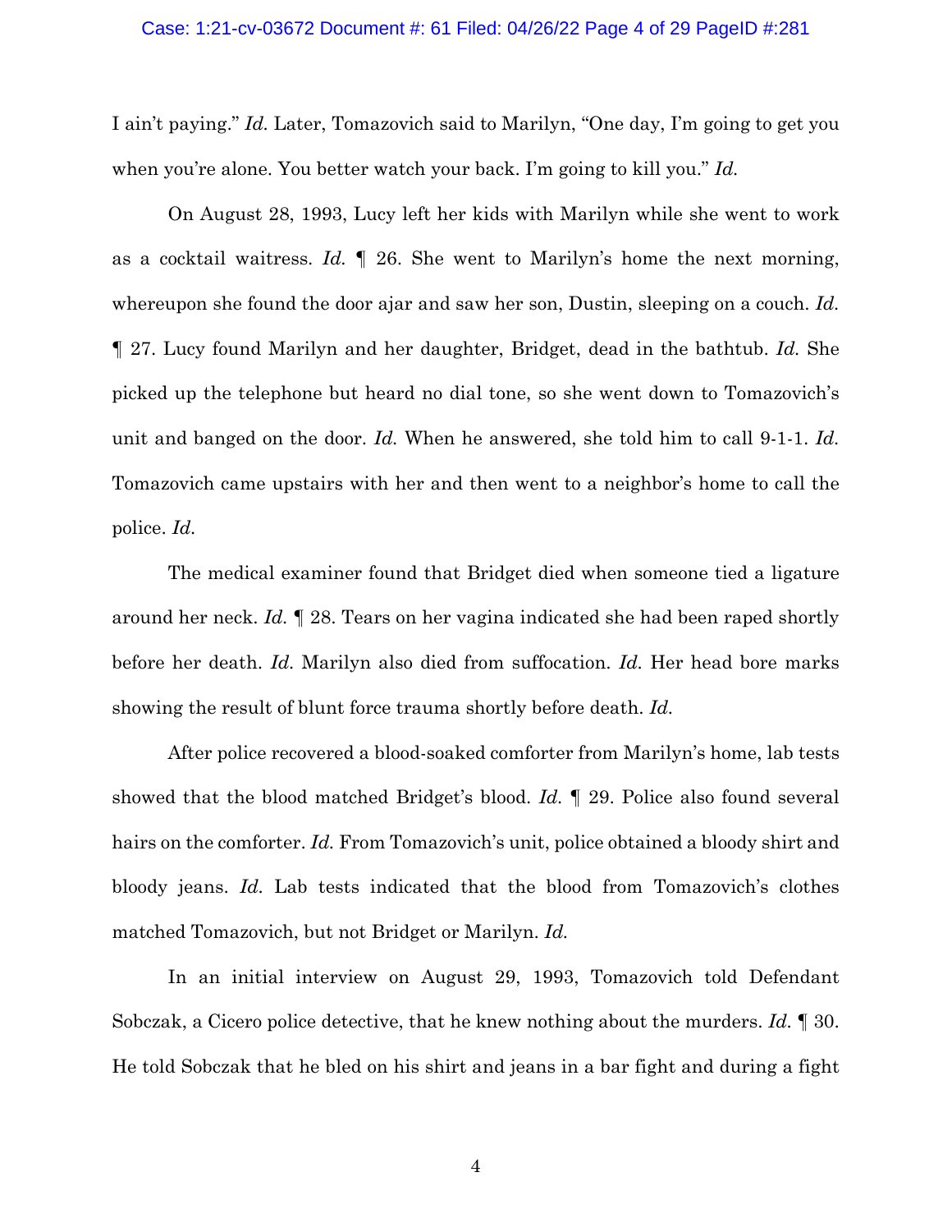I ain't paying." *Id.* Later, Tomazovich said to Marilyn, "One day, I'm going to get you when you're alone. You better watch your back. I'm going to kill you." *Id.*

On August 28, 1993, Lucy left her kids with Marilyn while she went to work as a cocktail waitress. *Id.* ¶ 26. She went to Marilyn's home the next morning, whereupon she found the door ajar and saw her son, Dustin, sleeping on a couch. *Id.* ¶ 27. Lucy found Marilyn and her daughter, Bridget, dead in the bathtub. *Id.* She picked up the telephone but heard no dial tone, so she went down to Tomazovich's unit and banged on the door. *Id.* When he answered, she told him to call 9-1-1. *Id.* Tomazovich came upstairs with her and then went to a neighbor's home to call the police. *Id.*

The medical examiner found that Bridget died when someone tied a ligature around her neck. *Id.* ¶ 28. Tears on her vagina indicated she had been raped shortly before her death. *Id.* Marilyn also died from suffocation. *Id.* Her head bore marks showing the result of blunt force trauma shortly before death. *Id.*

After police recovered a blood-soaked comforter from Marilyn's home, lab tests showed that the blood matched Bridget's blood. *Id.* ¶ 29. Police also found several hairs on the comforter. *Id.* From Tomazovich's unit, police obtained a bloody shirt and bloody jeans. *Id.* Lab tests indicated that the blood from Tomazovich's clothes matched Tomazovich, but not Bridget or Marilyn. *Id.*

In an initial interview on August 29, 1993, Tomazovich told Defendant Sobczak, a Cicero police detective, that he knew nothing about the murders. *Id.* ¶ 30. He told Sobczak that he bled on his shirt and jeans in a bar fight and during a fight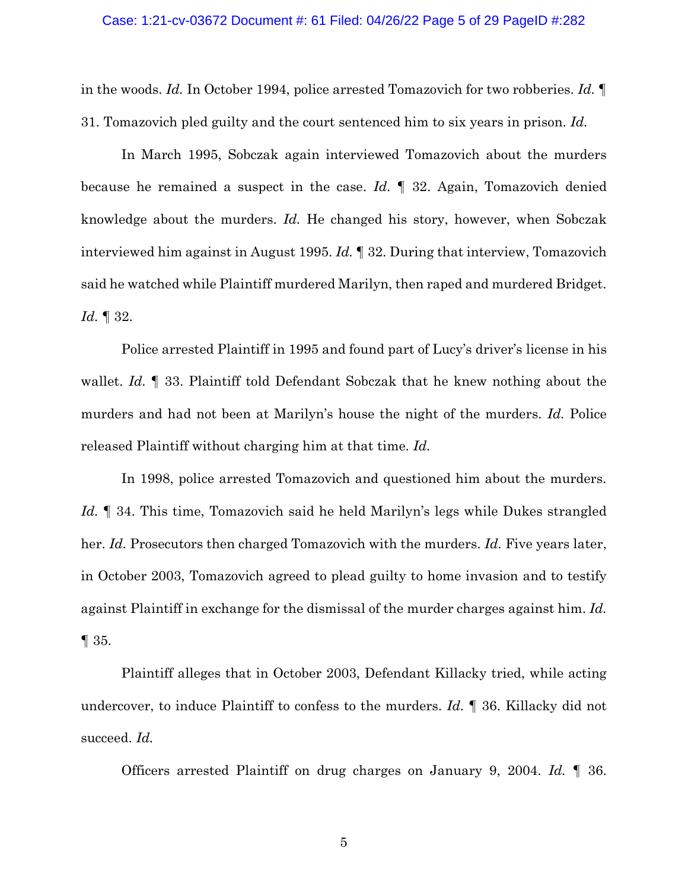in the woods. *Id.* In October 1994, police arrested Tomazovich for two robberies. *Id.* ¶ 31. Tomazovich pled guilty and the court sentenced him to six years in prison. *Id.*

In March 1995, Sobczak again interviewed Tomazovich about the murders because he remained a suspect in the case. *Id.* ¶ 32. Again, Tomazovich denied knowledge about the murders. *Id.* He changed his story, however, when Sobczak interviewed him against in August 1995. *Id.* ¶ 32. During that interview, Tomazovich said he watched while Plaintiff murdered Marilyn, then raped and murdered Bridget. *Id.* ¶ 32.

Police arrested Plaintiff in 1995 and found part of Lucy's driver's license in his wallet. *Id.* ¶ 33. Plaintiff told Defendant Sobczak that he knew nothing about the murders and had not been at Marilyn's house the night of the murders. *Id.* Police released Plaintiff without charging him at that time. *Id.*

In 1998, police arrested Tomazovich and questioned him about the murders. *Id.* ¶ 34. This time, Tomazovich said he held Marilyn's legs while Dukes strangled her. *Id.* Prosecutors then charged Tomazovich with the murders. *Id.* Five years later, in October 2003, Tomazovich agreed to plead guilty to home invasion and to testify against Plaintiff in exchange for the dismissal of the murder charges against him. *Id.* ¶ 35.

Plaintiff alleges that in October 2003, Defendant Killacky tried, while acting undercover, to induce Plaintiff to confess to the murders. *Id.* ¶ 36. Killacky did not succeed. *Id.*

Officers arrested Plaintiff on drug charges on January 9, 2004. *Id.* ¶ 36.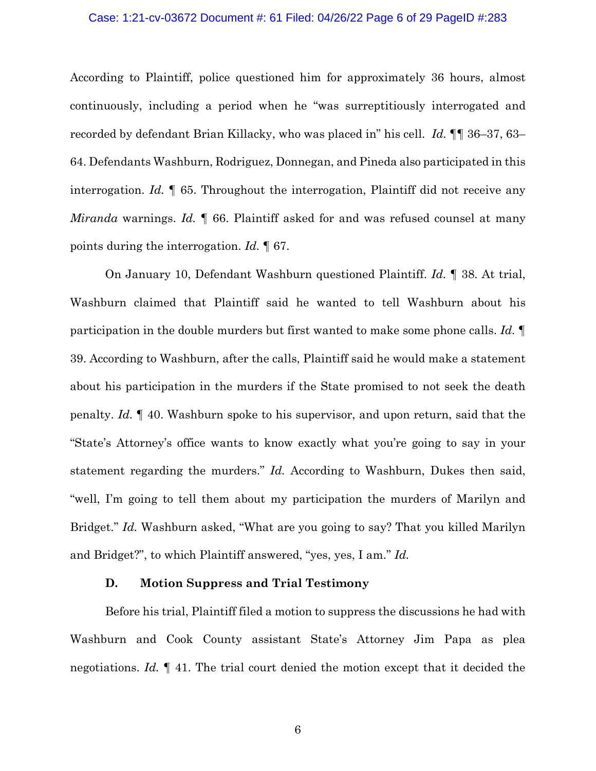According to Plaintiff, police questioned him for approximately 36 hours, almost continuously, including a period when he "was surreptitiously interrogated and recorded by defendant Brian Killacky, who was placed in" his cell. *Id.* ¶¶ 36–37, 63–64. Defendants Washburn, Rodriguez, Donnegan, and Pineda also participated in this interrogation. *Id.* ¶ 65. Throughout the interrogation, Plaintiff did not receive any *Miranda* warnings. *Id.* ¶ 66. Plaintiff asked for and was refused counsel at many points during the interrogation. *Id.* ¶ 67.

On January 10, Defendant Washburn questioned Plaintiff. *Id.* ¶ 38. At trial, Washburn claimed that Plaintiff said he wanted to tell Washburn about his participation in the double murders but first wanted to make some phone calls. *Id.* ¶ 39. According to Washburn, after the calls, Plaintiff said he would make a statement about his participation in the murders if the State promised to not seek the death penalty. *Id.* ¶ 40. Washburn spoke to his supervisor, and upon return, said that the "State's Attorney's office wants to know exactly what you're going to say in your statement regarding the murders." *Id.* According to Washburn, Dukes then said, "well, I'm going to tell them about my participation the murders of Marilyn and Bridget." *Id.* Washburn asked, "What are you going to say? That you killed Marilyn and Bridget?", to which Plaintiff answered, "yes, yes, I am." *Id.*

### D. Motion Suppress and Trial Testimony

Before his trial, Plaintiff filed a motion to suppress the discussions he had with Washburn and Cook County assistant State's Attorney Jim Papa as plea negotiations. *Id.* ¶ 41. The trial court denied the motion except that it decided the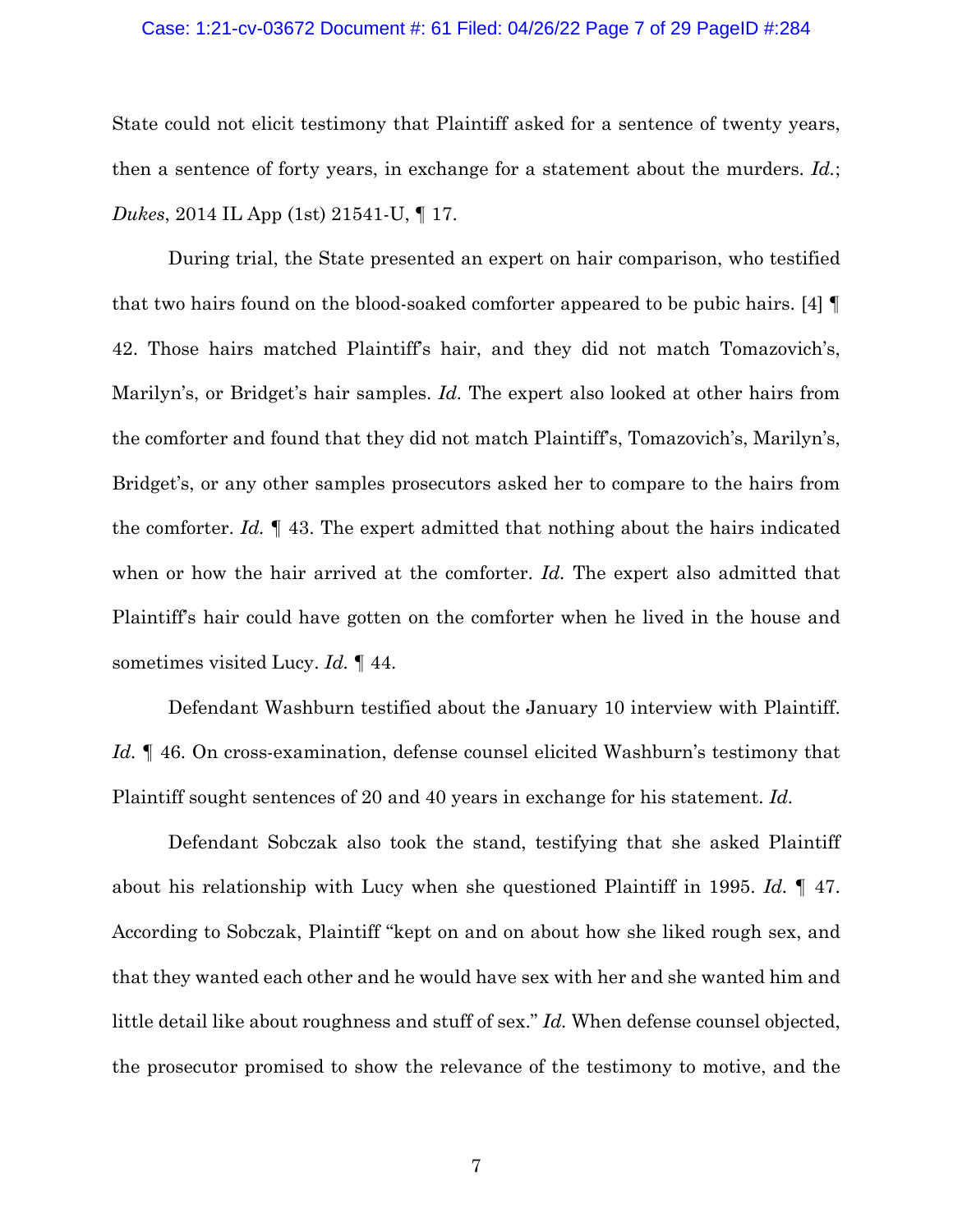State could not elicit testimony that Plaintiff asked for a sentence of twenty years, then a sentence of forty years, in exchange for a statement about the murders. *Id.*; *Dukes*, 2014 IL App (1st) 21541-U, ¶ 17.

During trial, the State presented an expert on hair comparison, who testified that two hairs found on the blood-soaked comforter appeared to be pubic hairs. [4] ¶ 42. Those hairs matched Plaintiff's hair, and they did not match Tomazovich's, Marilyn's, or Bridget's hair samples. *Id.* The expert also looked at other hairs from the comforter and found that they did not match Plaintiff's, Tomazovich's, Marilyn's, Bridget's, or any other samples prosecutors asked her to compare to the hairs from the comforter. *Id.* ¶ 43. The expert admitted that nothing about the hairs indicated when or how the hair arrived at the comforter. *Id.* The expert also admitted that Plaintiff's hair could have gotten on the comforter when he lived in the house and sometimes visited Lucy. *Id.* ¶ 44.

Defendant Washburn testified about the January 10 interview with Plaintiff. *Id.* ¶ 46. On cross-examination, defense counsel elicited Washburn's testimony that Plaintiff sought sentences of 20 and 40 years in exchange for his statement. *Id.*

Defendant Sobczak also took the stand, testifying that she asked Plaintiff about his relationship with Lucy when she questioned Plaintiff in 1995. *Id.* ¶ 47. According to Sobczak, Plaintiff "kept on and on about how she liked rough sex, and that they wanted each other and he would have sex with her and she wanted him and little detail like about roughness and stuff of sex." *Id.* When defense counsel objected, the prosecutor promised to show the relevance of the testimony to motive, and the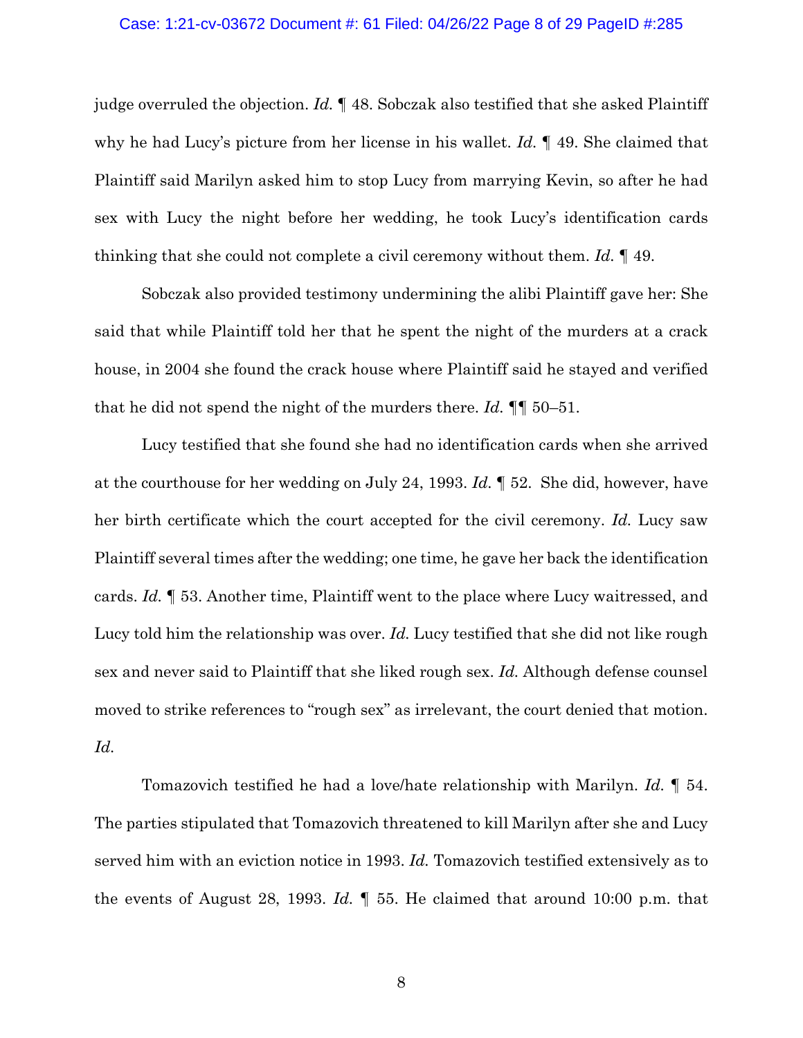judge overruled the objection. *Id.* ¶ 48. Sobczak also testified that she asked Plaintiff why he had Lucy's picture from her license in his wallet. *Id.* ¶ 49. She claimed that Plaintiff said Marilyn asked him to stop Lucy from marrying Kevin, so after he had sex with Lucy the night before her wedding, he took Lucy's identification cards thinking that she could not complete a civil ceremony without them. *Id.* ¶ 49.

Sobczak also provided testimony undermining the alibi Plaintiff gave her: She said that while Plaintiff told her that he spent the night of the murders at a crack house, in 2004 she found the crack house where Plaintiff said he stayed and verified that he did not spend the night of the murders there. *Id.* ¶¶ 50–51.

Lucy testified that she found she had no identification cards when she arrived at the courthouse for her wedding on July 24, 1993. *Id.* ¶ 52. She did, however, have her birth certificate which the court accepted for the civil ceremony. *Id.* Lucy saw Plaintiff several times after the wedding; one time, he gave her back the identification cards. *Id.* ¶ 53. Another time, Plaintiff went to the place where Lucy waitressed, and Lucy told him the relationship was over. *Id.* Lucy testified that she did not like rough sex and never said to Plaintiff that she liked rough sex. *Id.* Although defense counsel moved to strike references to "rough sex" as irrelevant, the court denied that motion. *Id.*

Tomazovich testified he had a love/hate relationship with Marilyn. *Id.* ¶ 54. The parties stipulated that Tomazovich threatened to kill Marilyn after she and Lucy served him with an eviction notice in 1993. *Id.* Tomazovich testified extensively as to the events of August 28, 1993. *Id.* ¶ 55. He claimed that around 10:00 p.m. that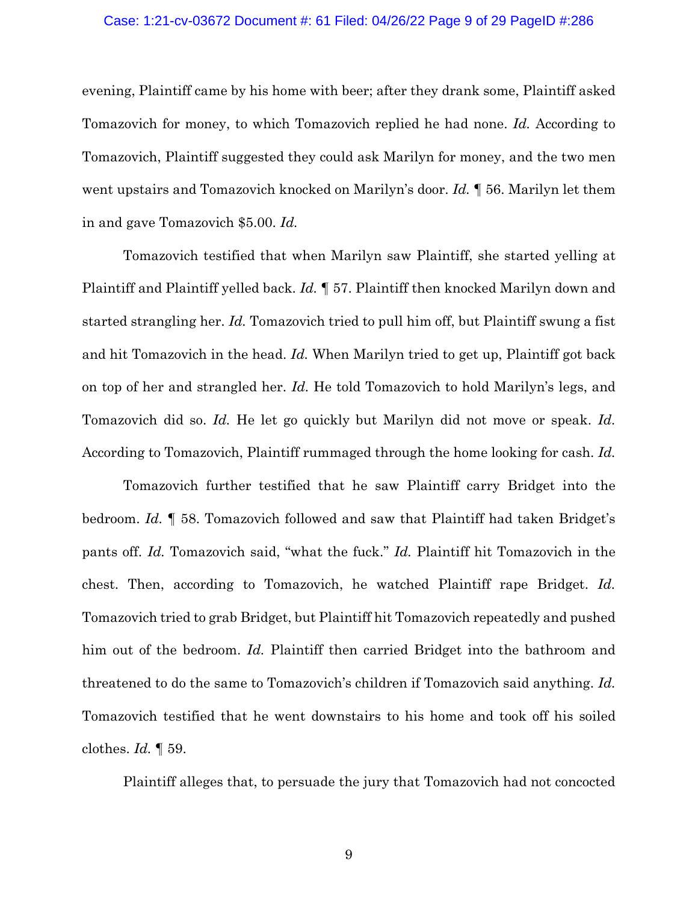evening, Plaintiff came by his home with beer; after they drank some, Plaintiff asked Tomazovich for money, to which Tomazovich replied he had none. *Id.* According to Tomazovich, Plaintiff suggested they could ask Marilyn for money, and the two men went upstairs and Tomazovich knocked on Marilyn's door. *Id.* ¶ 56. Marilyn let them in and gave Tomazovich $5.00. *Id.*

Tomazovich testified that when Marilyn saw Plaintiff, she started yelling at Plaintiff and Plaintiff yelled back. *Id.* ¶ 57. Plaintiff then knocked Marilyn down and started strangling her. *Id.* Tomazovich tried to pull him off, but Plaintiff swung a fist and hit Tomazovich in the head. *Id.* When Marilyn tried to get up, Plaintiff got back on top of her and strangled her. *Id.* He told Tomazovich to hold Marilyn's legs, and Tomazovich did so. *Id.* He let go quickly but Marilyn did not move or speak. *Id.* According to Tomazovich, Plaintiff rummaged through the home looking for cash. *Id.*

Tomazovich further testified that he saw Plaintiff carry Bridget into the bedroom. *Id.* ¶ 58. Tomazovich followed and saw that Plaintiff had taken Bridget's pants off. *Id.* Tomazovich said, "what the fuck." *Id.* Plaintiff hit Tomazovich in the chest. Then, according to Tomazovich, he watched Plaintiff rape Bridget. *Id.* Tomazovich tried to grab Bridget, but Plaintiff hit Tomazovich repeatedly and pushed him out of the bedroom. *Id.* Plaintiff then carried Bridget into the bathroom and threatened to do the same to Tomazovich's children if Tomazovich said anything. *Id.* Tomazovich testified that he went downstairs to his home and took off his soiled clothes. *Id.* ¶ 59.

Plaintiff alleges that, to persuade the jury that Tomazovich had not concocted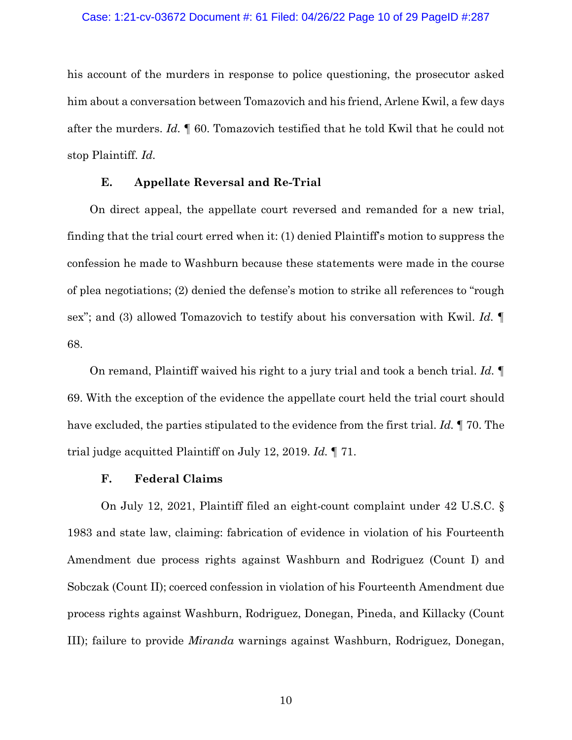his account of the murders in response to police questioning, the prosecutor asked him about a conversation between Tomazovich and his friend, Arlene Kwil, a few days after the murders. *Id.* ¶ 60. Tomazovich testified that he told Kwil that he could not stop Plaintiff. *Id.*

### E. Appellate Reversal and Re-Trial

On direct appeal, the appellate court reversed and remanded for a new trial, finding that the trial court erred when it: (1) denied Plaintiff's motion to suppress the confession he made to Washburn because these statements were made in the course of plea negotiations; (2) denied the defense's motion to strike all references to "rough sex"; and (3) allowed Tomazovich to testify about his conversation with Kwil. *Id.* ¶ 68.

On remand, Plaintiff waived his right to a jury trial and took a bench trial. *Id.* ¶ 69. With the exception of the evidence the appellate court held the trial court should have excluded, the parties stipulated to the evidence from the first trial. *Id.* ¶ 70. The trial judge acquitted Plaintiff on July 12, 2019. *Id.* ¶ 71.

### F. Federal Claims

On July 12, 2021, Plaintiff filed an eight-count complaint under 42 U.S.C. § 1983 and state law, claiming: fabrication of evidence in violation of his Fourteenth Amendment due process rights against Washburn and Rodriguez (Count I) and Sobczak (Count II); coerced confession in violation of his Fourteenth Amendment due process rights against Washburn, Rodriguez, Donegan, Pineda, and Killacky (Count III); failure to provide *Miranda* warnings against Washburn, Rodriguez, Donegan,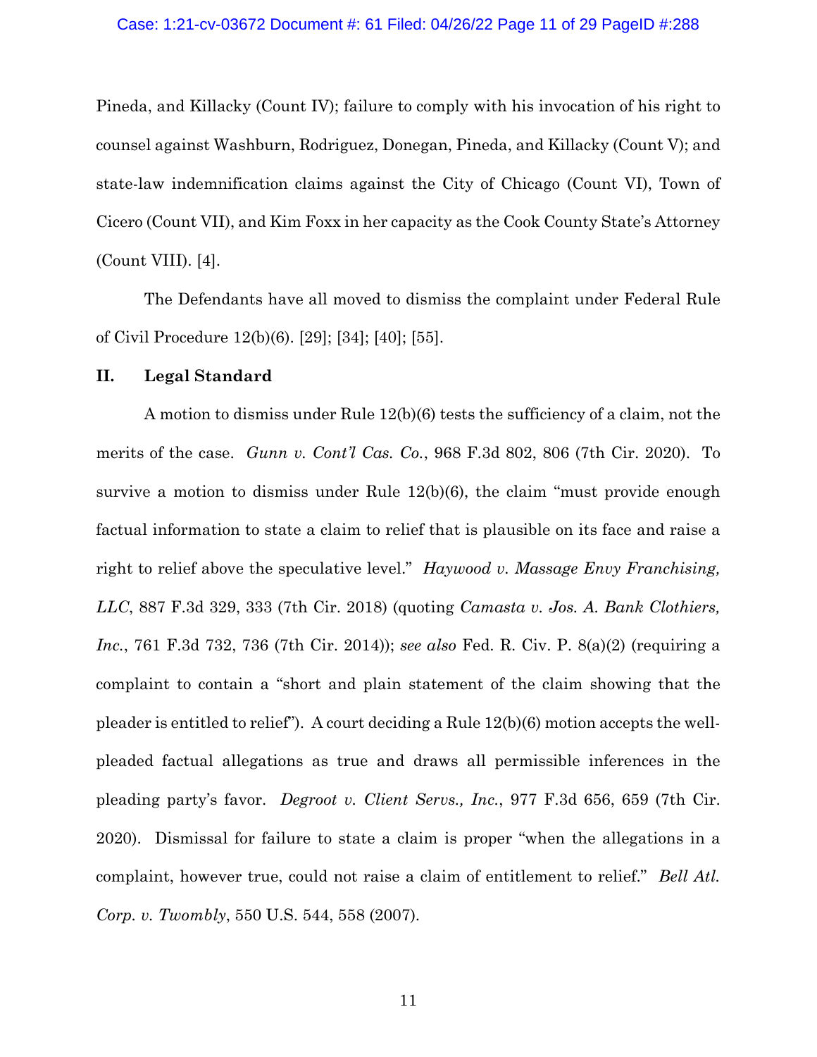Pineda, and Killacky (Count IV); failure to comply with his invocation of his right to counsel against Washburn, Rodriguez, Donegan, Pineda, and Killacky (Count V); and state-law indemnification claims against the City of Chicago (Count VI), Town of Cicero (Count VII), and Kim Foxx in her capacity as the Cook County State's Attorney (Count VIII). [4].

The Defendants have all moved to dismiss the complaint under Federal Rule of Civil Procedure 12(b)(6). [29]; [34]; [40]; [55].

## II. Legal Standard

A motion to dismiss under Rule 12(b)(6) tests the sufficiency of a claim, not the merits of the case. *Gunn v. Cont'l Cas. Co.*, 968 F.3d 802, 806 (7th Cir. 2020). To survive a motion to dismiss under Rule 12(b)(6), the claim "must provide enough factual information to state a claim to relief that is plausible on its face and raise a right to relief above the speculative level." *Haywood v. Massage Envy Franchising, LLC*, 887 F.3d 329, 333 (7th Cir. 2018) (quoting *Camasta v. Jos. A. Bank Clothiers, Inc.*, 761 F.3d 732, 736 (7th Cir. 2014)); *see also* Fed. R. Civ. P. 8(a)(2) (requiring a complaint to contain a "short and plain statement of the claim showing that the pleader is entitled to relief"). A court deciding a Rule 12(b)(6) motion accepts the well-pleaded factual allegations as true and draws all permissible inferences in the pleading party's favor. *Degroot v. Client Servs., Inc.*, 977 F.3d 656, 659 (7th Cir. 2020). Dismissal for failure to state a claim is proper "when the allegations in a complaint, however true, could not raise a claim of entitlement to relief." *Bell Atl. Corp. v. Twombly*, 550 U.S. 544, 558 (2007).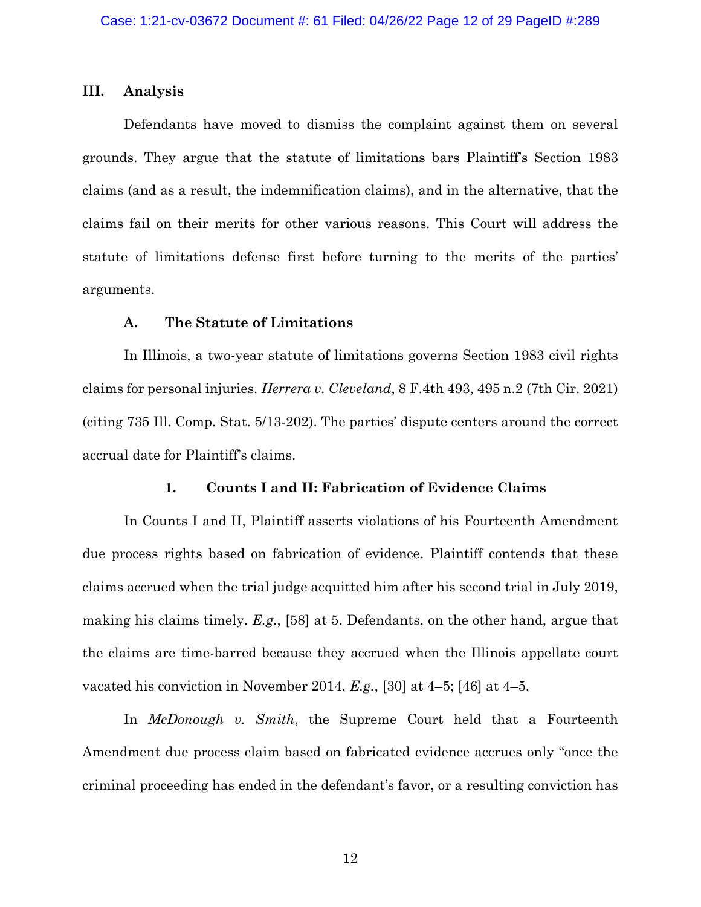## III. Analysis

Defendants have moved to dismiss the complaint against them on several grounds. They argue that the statute of limitations bars Plaintiff's Section 1983 claims (and as a result, the indemnification claims), and in the alternative, that the claims fail on their merits for other various reasons. This Court will address the statute of limitations defense first before turning to the merits of the parties' arguments.

### A. The Statute of Limitations

In Illinois, a two-year statute of limitations governs Section 1983 civil rights claims for personal injuries. *Herrera v. Cleveland*, 8 F.4th 493, 495 n.2 (7th Cir. 2021) (citing 735 Ill. Comp. Stat. 5/13-202). The parties' dispute centers around the correct accrual date for Plaintiff's claims.

#### 1. Counts I and II: Fabrication of Evidence Claims

In Counts I and II, Plaintiff asserts violations of his Fourteenth Amendment due process rights based on fabrication of evidence. Plaintiff contends that these claims accrued when the trial judge acquitted him after his second trial in July 2019, making his claims timely. *E.g.*, [58] at 5. Defendants, on the other hand, argue that the claims are time-barred because they accrued when the Illinois appellate court vacated his conviction in November 2014. *E.g.*, [30] at 4–5; [46] at 4–5.

In *McDonough v. Smith*, the Supreme Court held that a Fourteenth Amendment due process claim based on fabricated evidence accrues only "once the criminal proceeding has ended in the defendant's favor, or a resulting conviction has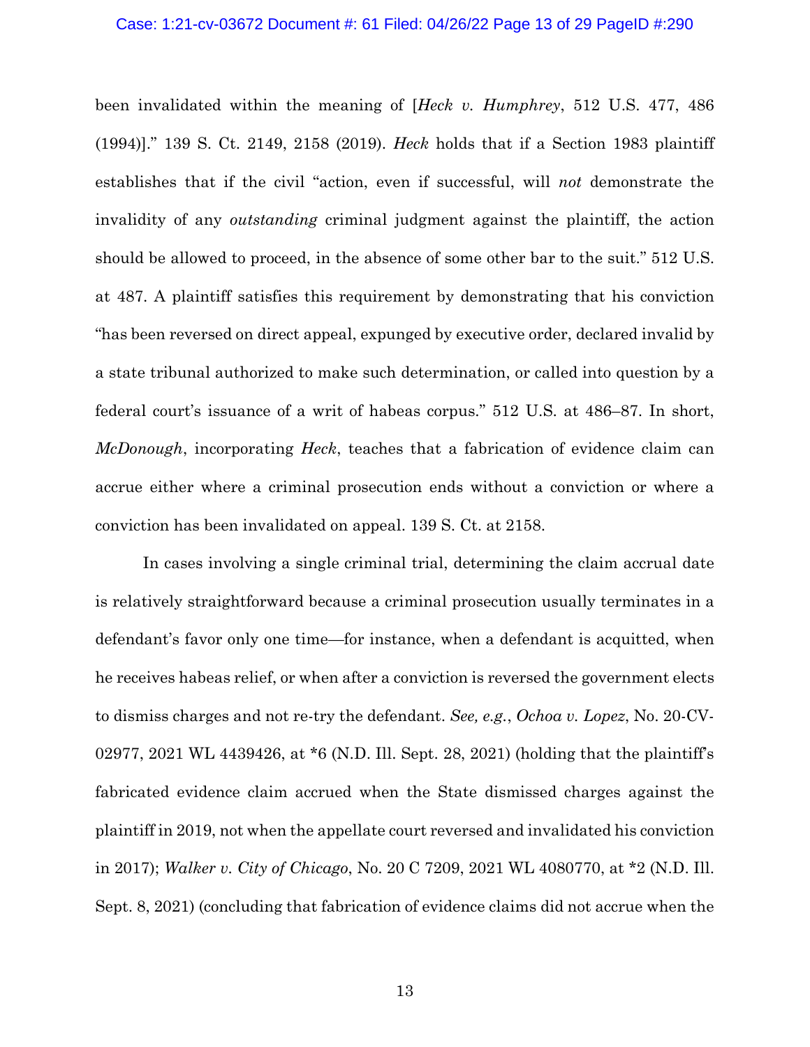been invalidated within the meaning of [*Heck v. Humphrey*, 512 U.S. 477, 486 (1994)]." 139 S. Ct. 2149, 2158 (2019). *Heck* holds that if a Section 1983 plaintiff establishes that if the civil "action, even if successful, will *not* demonstrate the invalidity of any *outstanding* criminal judgment against the plaintiff, the action should be allowed to proceed, in the absence of some other bar to the suit." 512 U.S. at 487. A plaintiff satisfies this requirement by demonstrating that his conviction "has been reversed on direct appeal, expunged by executive order, declared invalid by a state tribunal authorized to make such determination, or called into question by a federal court's issuance of a writ of habeas corpus." 512 U.S. at 486–87. In short, *McDonough*, incorporating *Heck*, teaches that a fabrication of evidence claim can accrue either where a criminal prosecution ends without a conviction or where a conviction has been invalidated on appeal. 139 S. Ct. at 2158.

In cases involving a single criminal trial, determining the claim accrual date is relatively straightforward because a criminal prosecution usually terminates in a defendant's favor only one time—for instance, when a defendant is acquitted, when he receives habeas relief, or when after a conviction is reversed the government elects to dismiss charges and not re-try the defendant. *See, e.g.*, *Ochoa v. Lopez*, No. 20-CV-02977, 2021 WL 4439426, at *6 (N.D. Ill. Sept. 28, 2021) (holding that the plaintiff's fabricated evidence claim accrued when the State dismissed charges against the plaintiff in 2019, not when the appellate court reversed and invalidated his conviction in 2017); *Walker v. City of Chicago*, No. 20 C 7209, 2021 WL 4080770, at *2 (N.D. Ill. Sept. 8, 2021) (concluding that fabrication of evidence claims did not accrue when the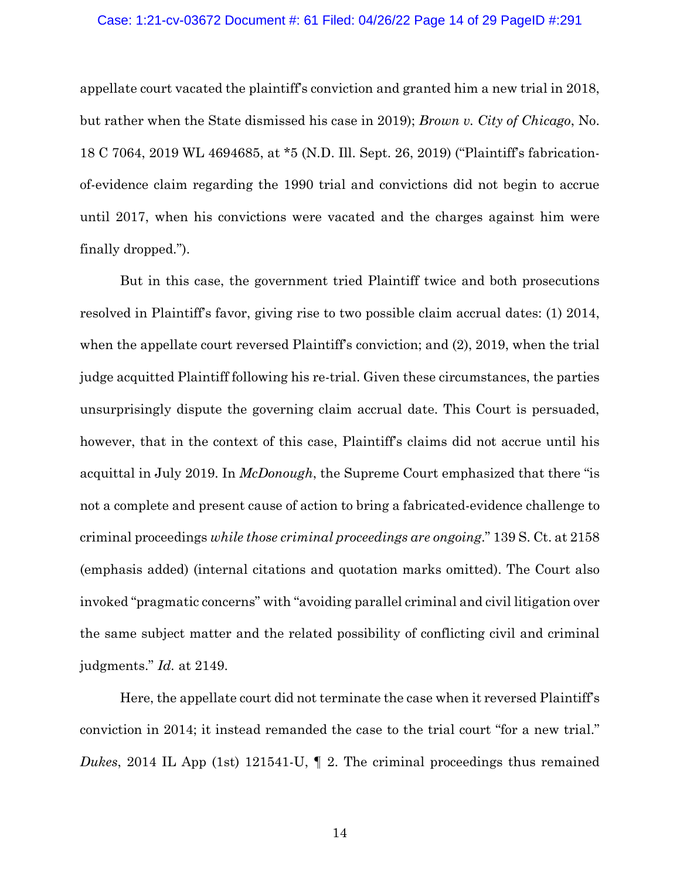appellate court vacated the plaintiff's conviction and granted him a new trial in 2018, but rather when the State dismissed his case in 2019); *Brown v. City of Chicago*, No. 18 C 7064, 2019 WL 4694685, at *5 (N.D. Ill. Sept. 26, 2019) ("Plaintiff's fabrication-of-evidence claim regarding the 1990 trial and convictions did not begin to accrue until 2017, when his convictions were vacated and the charges against him were finally dropped.").

But in this case, the government tried Plaintiff twice and both prosecutions resolved in Plaintiff's favor, giving rise to two possible claim accrual dates: (1) 2014, when the appellate court reversed Plaintiff's conviction; and (2), 2019, when the trial judge acquitted Plaintiff following his re-trial. Given these circumstances, the parties unsurprisingly dispute the governing claim accrual date. This Court is persuaded, however, that in the context of this case, Plaintiff's claims did not accrue until his acquittal in July 2019. In *McDonough*, the Supreme Court emphasized that there "is not a complete and present cause of action to bring a fabricated-evidence challenge to criminal proceedings *while those criminal proceedings are ongoing*." 139 S. Ct. at 2158 (emphasis added) (internal citations and quotation marks omitted). The Court also invoked "pragmatic concerns" with "avoiding parallel criminal and civil litigation over the same subject matter and the related possibility of conflicting civil and criminal judgments." *Id.* at 2149.

Here, the appellate court did not terminate the case when it reversed Plaintiff's conviction in 2014; it instead remanded the case to the trial court "for a new trial." *Dukes*, 2014 IL App (1st) 121541-U, ¶ 2. The criminal proceedings thus remained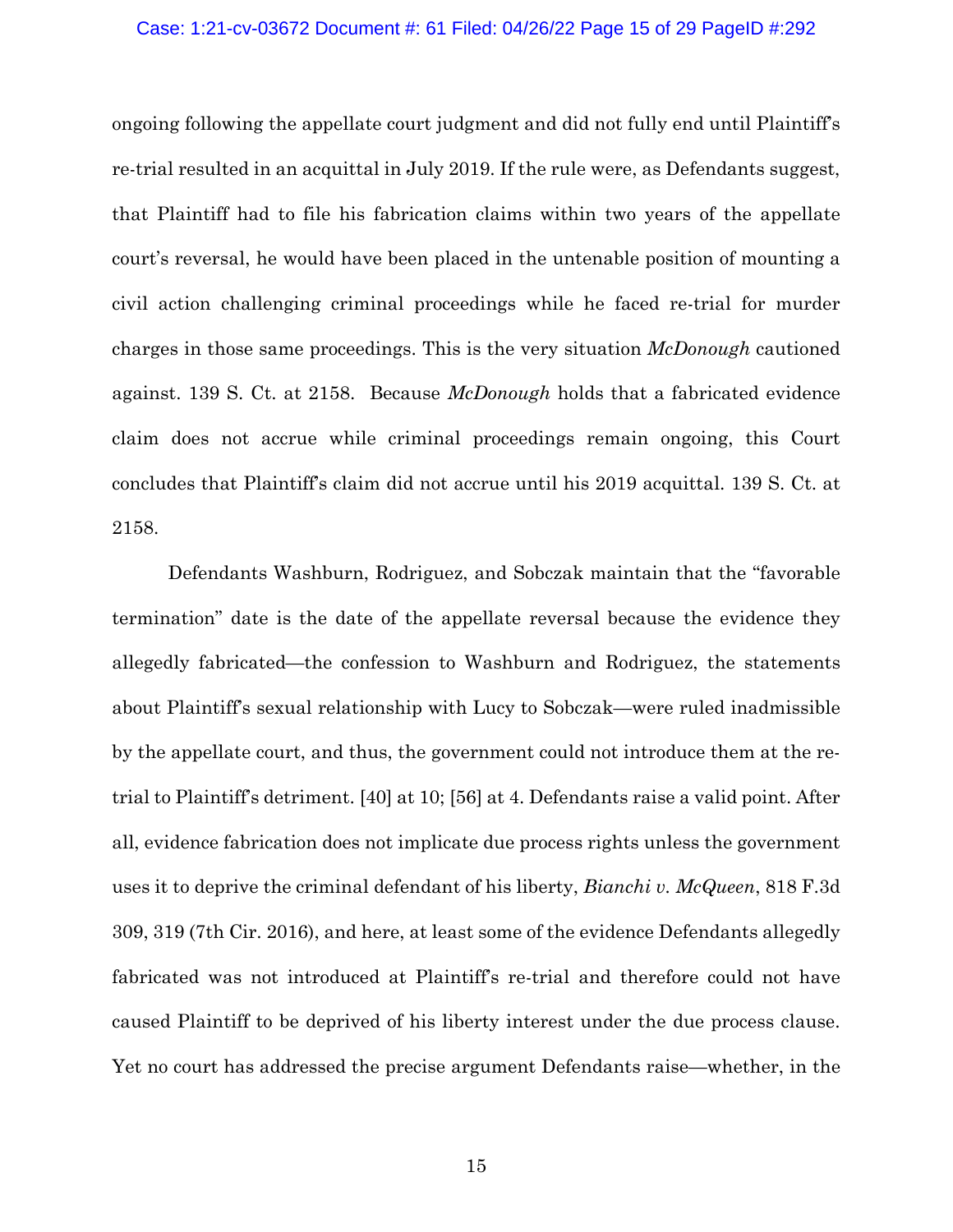ongoing following the appellate court judgment and did not fully end until Plaintiff's re-trial resulted in an acquittal in July 2019. If the rule were, as Defendants suggest, that Plaintiff had to file his fabrication claims within two years of the appellate court's reversal, he would have been placed in the untenable position of mounting a civil action challenging criminal proceedings while he faced re-trial for murder charges in those same proceedings. This is the very situation *McDonough* cautioned against. 139 S. Ct. at 2158. Because *McDonough* holds that a fabricated evidence claim does not accrue while criminal proceedings remain ongoing, this Court concludes that Plaintiff's claim did not accrue until his 2019 acquittal. 139 S. Ct. at 2158.

Defendants Washburn, Rodriguez, and Sobczak maintain that the "favorable termination" date is the date of the appellate reversal because the evidence they allegedly fabricated—the confession to Washburn and Rodriguez, the statements about Plaintiff's sexual relationship with Lucy to Sobczak—were ruled inadmissible by the appellate court, and thus, the government could not introduce them at the re-trial to Plaintiff's detriment. [40] at 10; [56] at 4. Defendants raise a valid point. After all, evidence fabrication does not implicate due process rights unless the government uses it to deprive the criminal defendant of his liberty, *Bianchi v. McQueen*, 818 F.3d 309, 319 (7th Cir. 2016), and here, at least some of the evidence Defendants allegedly fabricated was not introduced at Plaintiff's re-trial and therefore could not have caused Plaintiff to be deprived of his liberty interest under the due process clause. Yet no court has addressed the precise argument Defendants raise—whether, in the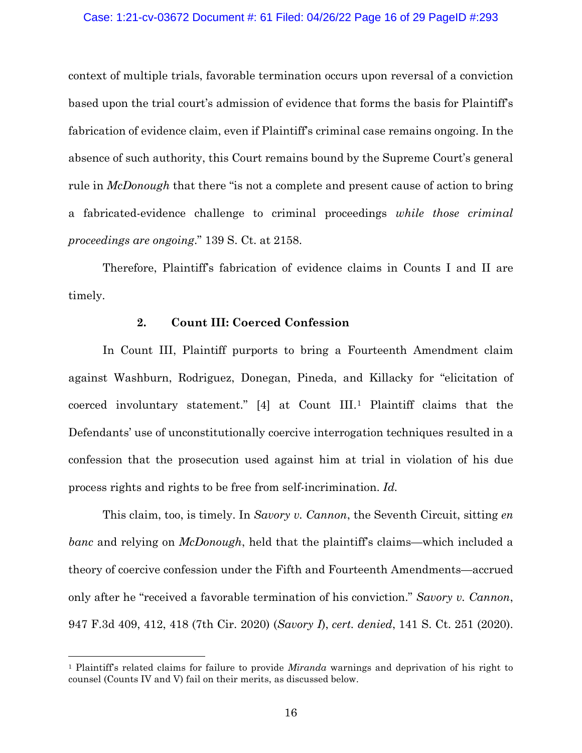context of multiple trials, favorable termination occurs upon reversal of a conviction based upon the trial court's admission of evidence that forms the basis for Plaintiff's fabrication of evidence claim, even if Plaintiff's criminal case remains ongoing. In the absence of such authority, this Court remains bound by the Supreme Court's general rule in *McDonough* that there "is not a complete and present cause of action to bring a fabricated-evidence challenge to criminal proceedings *while those criminal proceedings are ongoing*." 139 S. Ct. at 2158.

Therefore, Plaintiff's fabrication of evidence claims in Counts I and II are timely.

### 2. Count III: Coerced Confession

In Count III, Plaintiff purports to bring a Fourteenth Amendment claim against Washburn, Rodriguez, Donegan, Pineda, and Killacky for "elicitation of coerced involuntary statement." [4] at Count III.[1] Plaintiff claims that the Defendants' use of unconstitutionally coercive interrogation techniques resulted in a confession that the prosecution used against him at trial in violation of his due process rights and rights to be free from self-incrimination. *Id.*

This claim, too, is timely. In *Savory v. Cannon*, the Seventh Circuit, sitting *en banc* and relying on *McDonough*, held that the plaintiff's claims—which included a theory of coercive confession under the Fifth and Fourteenth Amendments—accrued only after he "received a favorable termination of his conviction." *Savory v. Cannon*, 947 F.3d 409, 412, 418 (7th Cir. 2020) (*Savory I*), *cert. denied*, 141 S. Ct. 251 (2020).

---

[1] Plaintiff's related claims for failure to provide *Miranda* warnings and deprivation of his right to counsel (Counts IV and V) fail on their merits, as discussed below.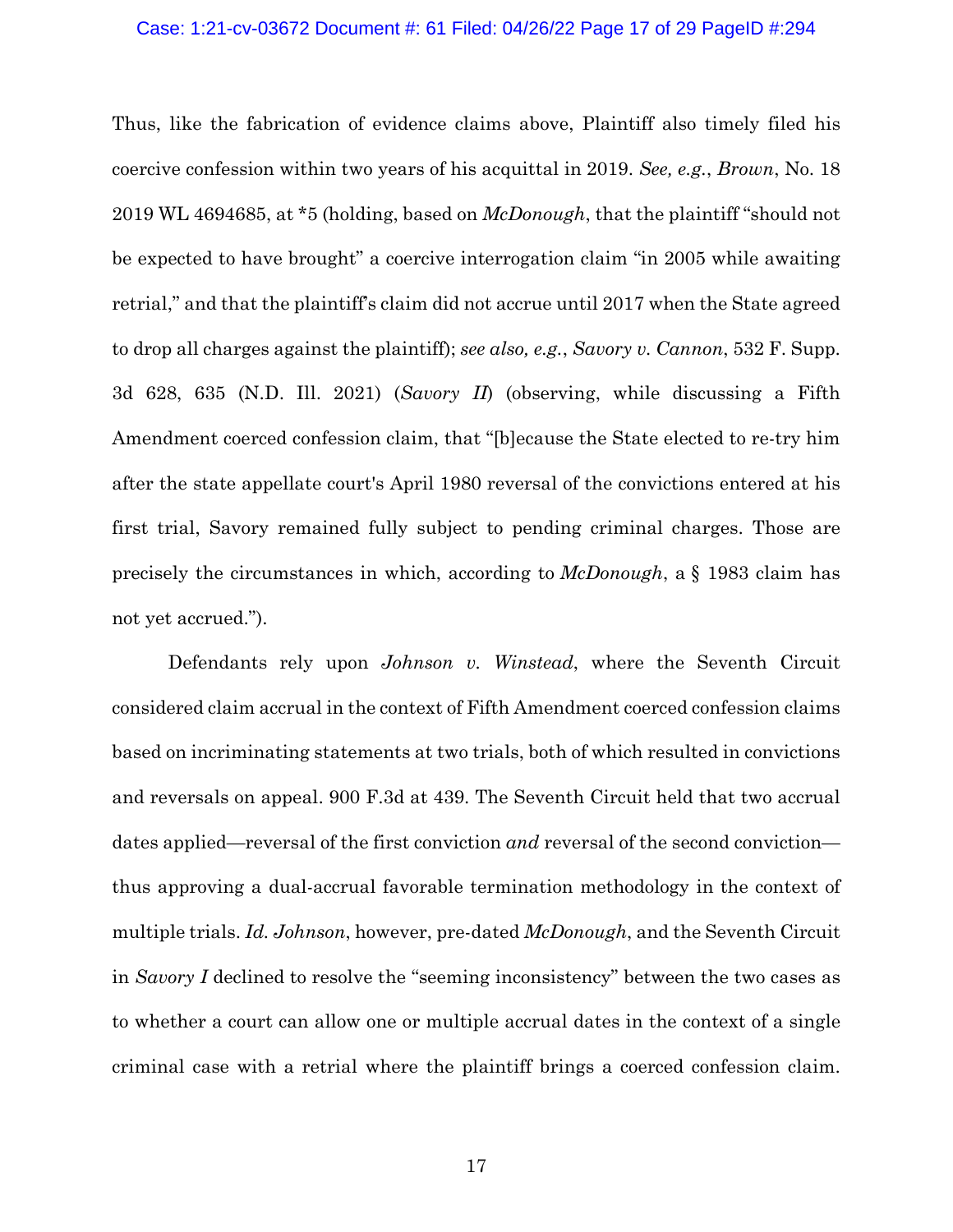Thus, like the fabrication of evidence claims above, Plaintiff also timely filed his coercive confession within two years of his acquittal in 2019. *See, e.g.*, *Brown*, No. 18 2019 WL 4694685, at *5 (holding, based on *McDonough*, that the plaintiff "should not be expected to have brought" a coercive interrogation claim "in 2005 while awaiting retrial," and that the plaintiff's claim did not accrue until 2017 when the State agreed to drop all charges against the plaintiff); *see also, e.g.*, *Savory v. Cannon*, 532 F. Supp. 3d 628, 635 (N.D. Ill. 2021) (*Savory II*) (observing, while discussing a Fifth Amendment coerced confession claim, that "[b]ecause the State elected to re-try him after the state appellate court's April 1980 reversal of the convictions entered at his first trial, Savory remained fully subject to pending criminal charges. Those are precisely the circumstances in which, according to *McDonough*, a § 1983 claim has not yet accrued.").

Defendants rely upon *Johnson v. Winstead*, where the Seventh Circuit considered claim accrual in the context of Fifth Amendment coerced confession claims based on incriminating statements at two trials, both of which resulted in convictions and reversals on appeal. 900 F.3d at 439. The Seventh Circuit held that two accrual dates applied—reversal of the first conviction *and* reversal of the second conviction—thus approving a dual-accrual favorable termination methodology in the context of multiple trials. *Id. Johnson*, however, pre-dated *McDonough*, and the Seventh Circuit in *Savory I* declined to resolve the "seeming inconsistency" between the two cases as to whether a court can allow one or multiple accrual dates in the context of a single criminal case with a retrial where the plaintiff brings a coerced confession claim.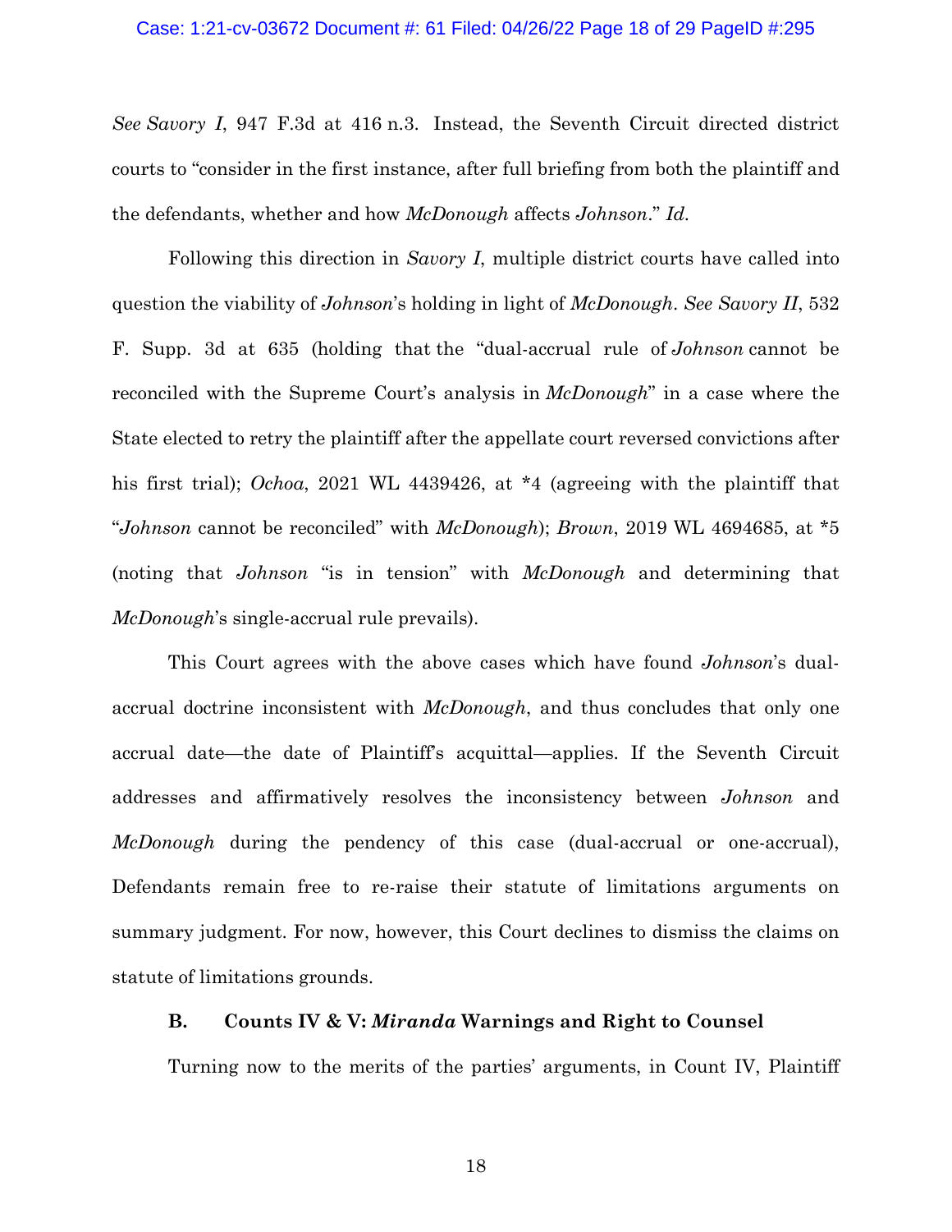*See Savory I*, 947 F.3d at 416 n.3. Instead, the Seventh Circuit directed district courts to "consider in the first instance, after full briefing from both the plaintiff and the defendants, whether and how *McDonough* affects *Johnson*." *Id.*

Following this direction in *Savory I*, multiple district courts have called into question the viability of *Johnson*'s holding in light of *McDonough*. *See Savory II*, 532 F. Supp. 3d at 635 (holding that the "dual-accrual rule of *Johnson* cannot be reconciled with the Supreme Court's analysis in *McDonough*" in a case where the State elected to retry the plaintiff after the appellate court reversed convictions after his first trial); *Ochoa*, 2021 WL 4439426, at *4 (agreeing with the plaintiff that "*Johnson* cannot be reconciled" with *McDonough*); *Brown*, 2019 WL 4694685, at *5 (noting that *Johnson* "is in tension" with *McDonough* and determining that *McDonough*'s single-accrual rule prevails).

This Court agrees with the above cases which have found *Johnson*'s dual-accrual doctrine inconsistent with *McDonough*, and thus concludes that only one accrual date—the date of Plaintiff's acquittal—applies. If the Seventh Circuit addresses and affirmatively resolves the inconsistency between *Johnson* and *McDonough* during the pendency of this case (dual-accrual or one-accrual), Defendants remain free to re-raise their statute of limitations arguments on summary judgment. For now, however, this Court declines to dismiss the claims on statute of limitations grounds.

### B. Counts IV & V: *Miranda* Warnings and Right to Counsel

Turning now to the merits of the parties' arguments, in Count IV, Plaintiff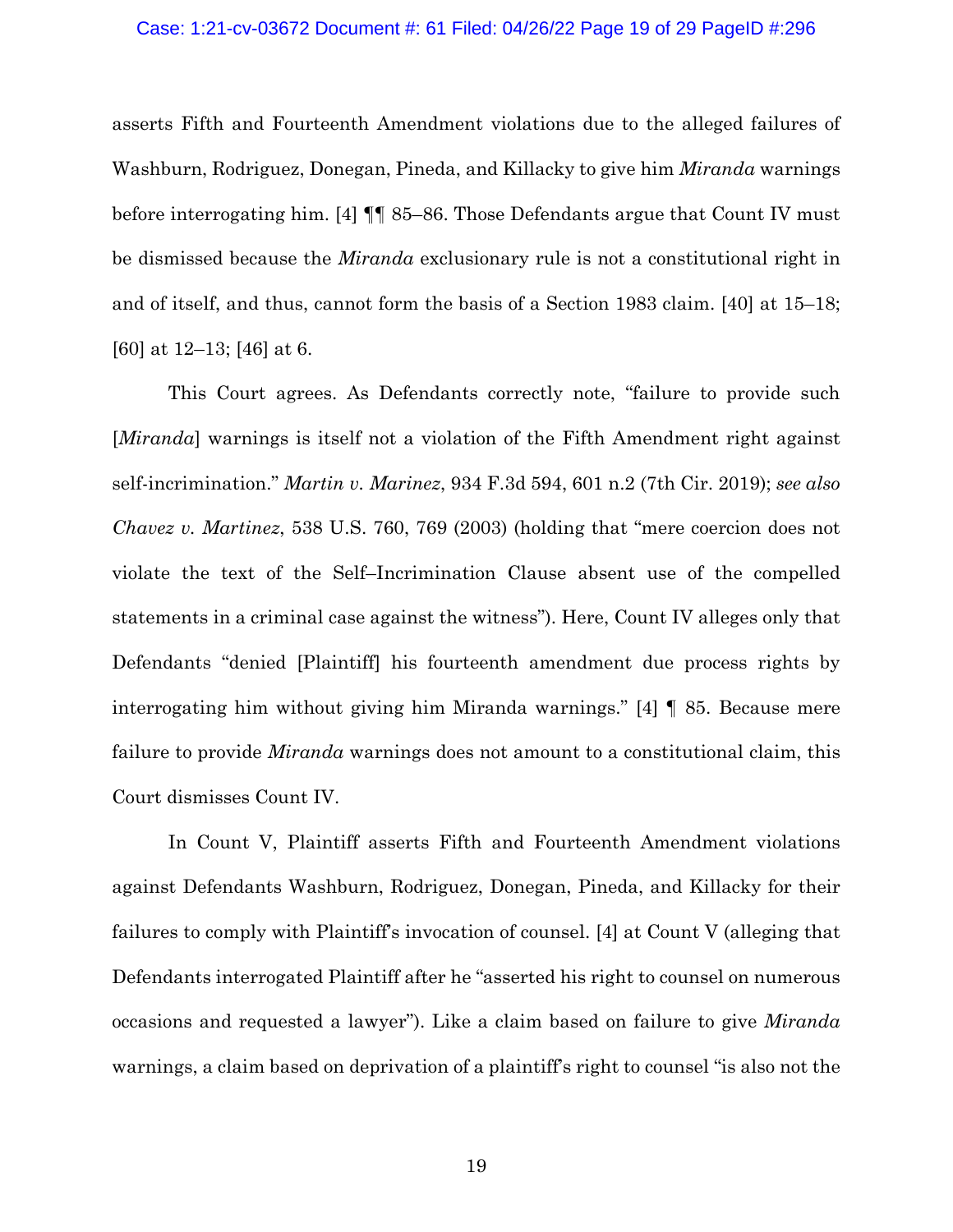asserts Fifth and Fourteenth Amendment violations due to the alleged failures of Washburn, Rodriguez, Donegan, Pineda, and Killacky to give him *Miranda* warnings before interrogating him. [4] ¶¶ 85–86. Those Defendants argue that Count IV must be dismissed because the *Miranda* exclusionary rule is not a constitutional right in and of itself, and thus, cannot form the basis of a Section 1983 claim. [40] at 15–18; [60] at 12–13; [46] at 6.

This Court agrees. As Defendants correctly note, "failure to provide such [*Miranda*] warnings is itself not a violation of the Fifth Amendment right against self-incrimination." *Martin v. Marinez*, 934 F.3d 594, 601 n.2 (7th Cir. 2019); *see also Chavez v. Martinez*, 538 U.S. 760, 769 (2003) (holding that "mere coercion does not violate the text of the Self–Incrimination Clause absent use of the compelled statements in a criminal case against the witness"). Here, Count IV alleges only that Defendants "denied [Plaintiff] his fourteenth amendment due process rights by interrogating him without giving him Miranda warnings." [4] ¶ 85. Because mere failure to provide *Miranda* warnings does not amount to a constitutional claim, this Court dismisses Count IV.

In Count V, Plaintiff asserts Fifth and Fourteenth Amendment violations against Defendants Washburn, Rodriguez, Donegan, Pineda, and Killacky for their failures to comply with Plaintiff's invocation of counsel. [4] at Count V (alleging that Defendants interrogated Plaintiff after he "asserted his right to counsel on numerous occasions and requested a lawyer"). Like a claim based on failure to give *Miranda* warnings, a claim based on deprivation of a plaintiff's right to counsel "is also not the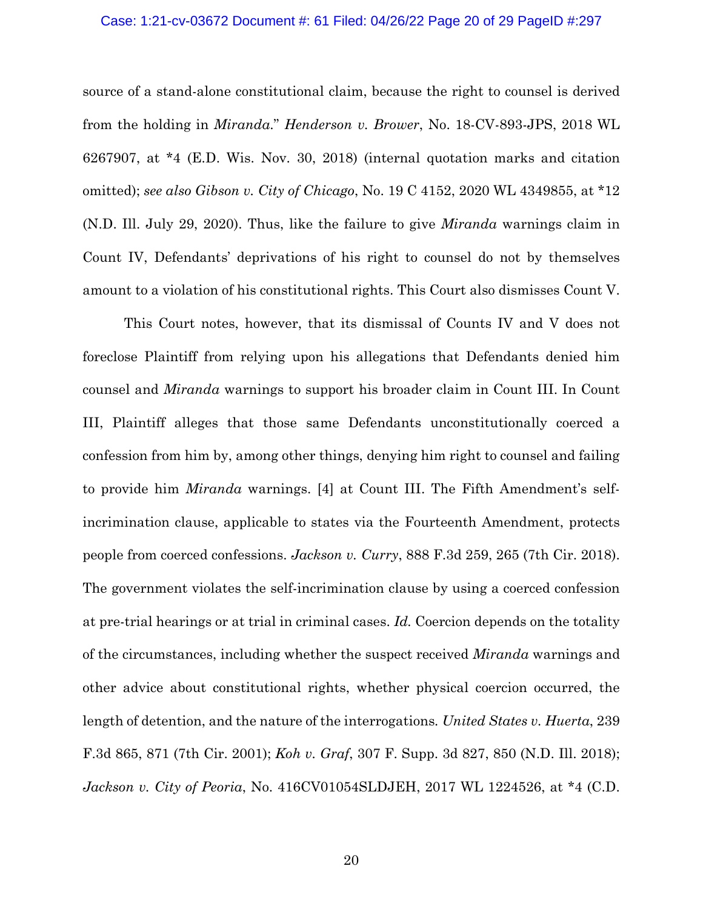source of a stand-alone constitutional claim, because the right to counsel is derived from the holding in *Miranda*." *Henderson v. Brower*, No. 18-CV-893-JPS, 2018 WL 6267907, at *4 (E.D. Wis. Nov. 30, 2018) (internal quotation marks and citation omitted); *see also Gibson v. City of Chicago*, No. 19 C 4152, 2020 WL 4349855, at *12 (N.D. Ill. July 29, 2020). Thus, like the failure to give *Miranda* warnings claim in Count IV, Defendants' deprivations of his right to counsel do not by themselves amount to a violation of his constitutional rights. This Court also dismisses Count V.

This Court notes, however, that its dismissal of Counts IV and V does not foreclose Plaintiff from relying upon his allegations that Defendants denied him counsel and *Miranda* warnings to support his broader claim in Count III. In Count III, Plaintiff alleges that those same Defendants unconstitutionally coerced a confession from him by, among other things, denying him right to counsel and failing to provide him *Miranda* warnings. [4] at Count III. The Fifth Amendment's self-incrimination clause, applicable to states via the Fourteenth Amendment, protects people from coerced confessions. *Jackson v. Curry*, 888 F.3d 259, 265 (7th Cir. 2018). The government violates the self-incrimination clause by using a coerced confession at pre-trial hearings or at trial in criminal cases. *Id.* Coercion depends on the totality of the circumstances, including whether the suspect received *Miranda* warnings and other advice about constitutional rights, whether physical coercion occurred, the length of detention, and the nature of the interrogations. *United States v. Huerta*, 239 F.3d 865, 871 (7th Cir. 2001); *Koh v. Graf*, 307 F. Supp. 3d 827, 850 (N.D. Ill. 2018); *Jackson v. City of Peoria*, No. 416CV01054SLDJEH, 2017 WL 1224526, at *4 (C.D.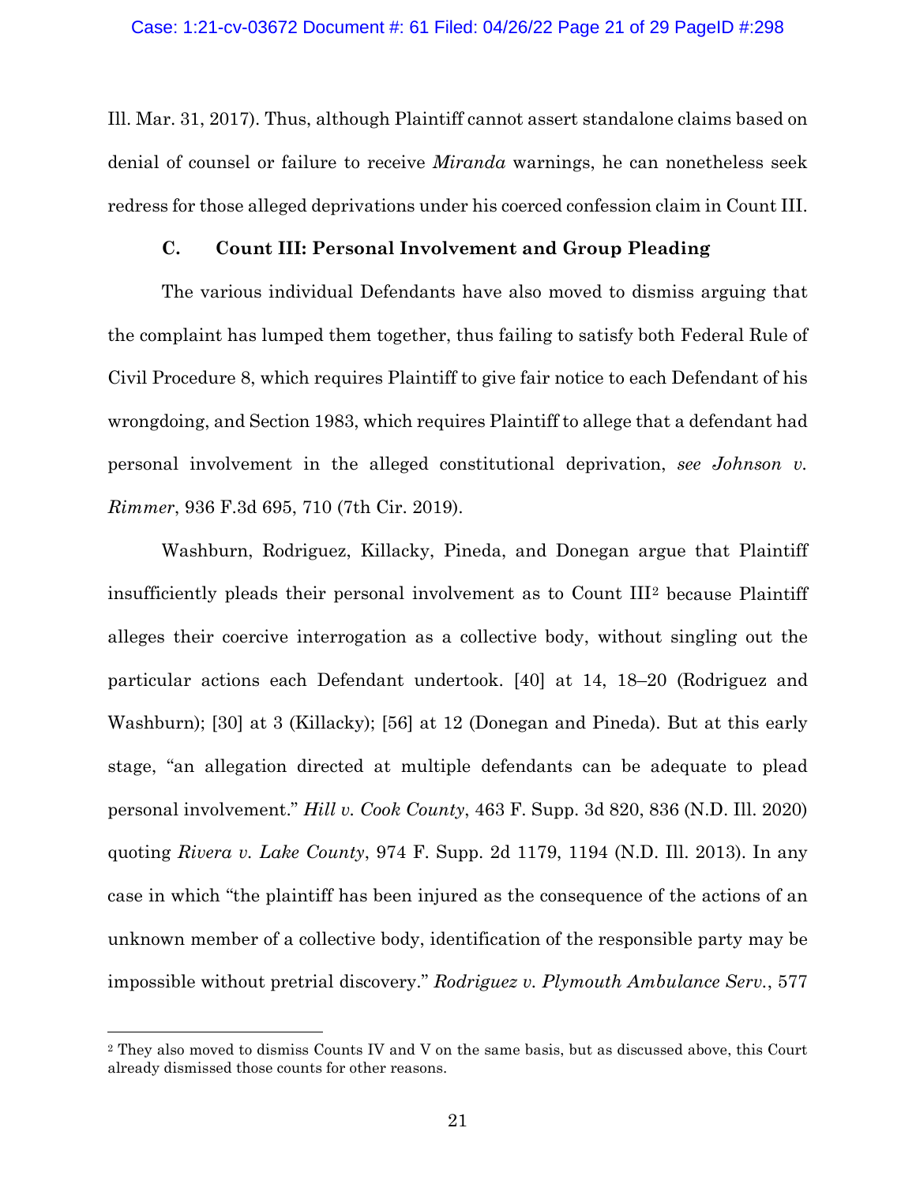Ill. Mar. 31, 2017). Thus, although Plaintiff cannot assert standalone claims based on denial of counsel or failure to receive *Miranda* warnings, he can nonetheless seek redress for those alleged deprivations under his coerced confession claim in Count III.

### C. Count III: Personal Involvement and Group Pleading

The various individual Defendants have also moved to dismiss arguing that the complaint has lumped them together, thus failing to satisfy both Federal Rule of Civil Procedure 8, which requires Plaintiff to give fair notice to each Defendant of his wrongdoing, and Section 1983, which requires Plaintiff to allege that a defendant had personal involvement in the alleged constitutional deprivation, *see Johnson v. Rimmer*, 936 F.3d 695, 710 (7th Cir. 2019).

Washburn, Rodriguez, Killacky, Pineda, and Donegan argue that Plaintiff insufficiently pleads their personal involvement as to Count III[2] because Plaintiff alleges their coercive interrogation as a collective body, without singling out the particular actions each Defendant undertook. [40] at 14, 18–20 (Rodriguez and Washburn); [30] at 3 (Killacky); [56] at 12 (Donegan and Pineda). But at this early stage, "an allegation directed at multiple defendants can be adequate to plead personal involvement." *Hill v. Cook County*, 463 F. Supp. 3d 820, 836 (N.D. Ill. 2020) quoting *Rivera v. Lake County*, 974 F. Supp. 2d 1179, 1194 (N.D. Ill. 2013). In any case in which "the plaintiff has been injured as the consequence of the actions of an unknown member of a collective body, identification of the responsible party may be impossible without pretrial discovery." *Rodriguez v. Plymouth Ambulance Serv.*, 577

[2] They also moved to dismiss Counts IV and V on the same basis, but as discussed above, this Court already dismissed those counts for other reasons.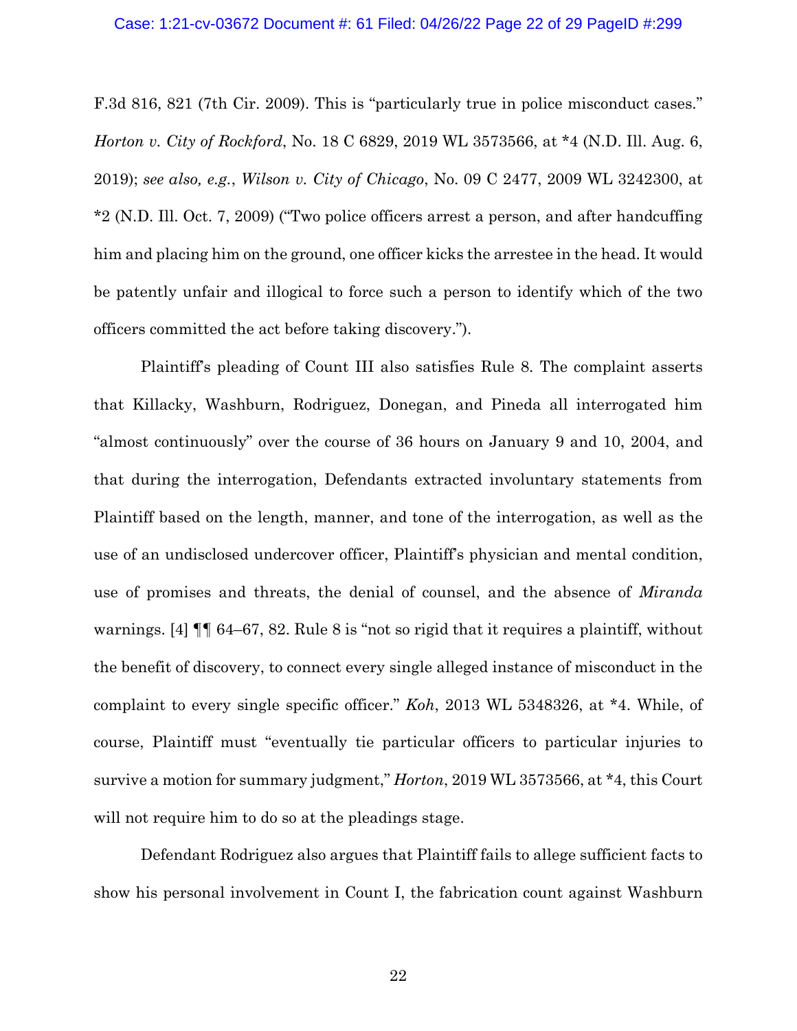F.3d 816, 821 (7th Cir. 2009). This is "particularly true in police misconduct cases." *Horton v. City of Rockford*, No. 18 C 6829, 2019 WL 3573566, at *4 (N.D. Ill. Aug. 6, 2019); *see also, e.g.*, *Wilson v. City of Chicago*, No. 09 C 2477, 2009 WL 3242300, at *2 (N.D. Ill. Oct. 7, 2009) ("Two police officers arrest a person, and after handcuffing him and placing him on the ground, one officer kicks the arrestee in the head. It would be patently unfair and illogical to force such a person to identify which of the two officers committed the act before taking discovery.").

Plaintiff's pleading of Count III also satisfies Rule 8. The complaint asserts that Killacky, Washburn, Rodriguez, Donegan, and Pineda all interrogated him "almost continuously" over the course of 36 hours on January 9 and 10, 2004, and that during the interrogation, Defendants extracted involuntary statements from Plaintiff based on the length, manner, and tone of the interrogation, as well as the use of an undisclosed undercover officer, Plaintiff's physician and mental condition, use of promises and threats, the denial of counsel, and the absence of *Miranda* warnings. [4] ¶¶ 64–67, 82. Rule 8 is "not so rigid that it requires a plaintiff, without the benefit of discovery, to connect every single alleged instance of misconduct in the complaint to every single specific officer." *Koh*, 2013 WL 5348326, at *4. While, of course, Plaintiff must "eventually tie particular officers to particular injuries to survive a motion for summary judgment," *Horton*, 2019 WL 3573566, at *4, this Court will not require him to do so at the pleadings stage.

Defendant Rodriguez also argues that Plaintiff fails to allege sufficient facts to show his personal involvement in Count I, the fabrication count against Washburn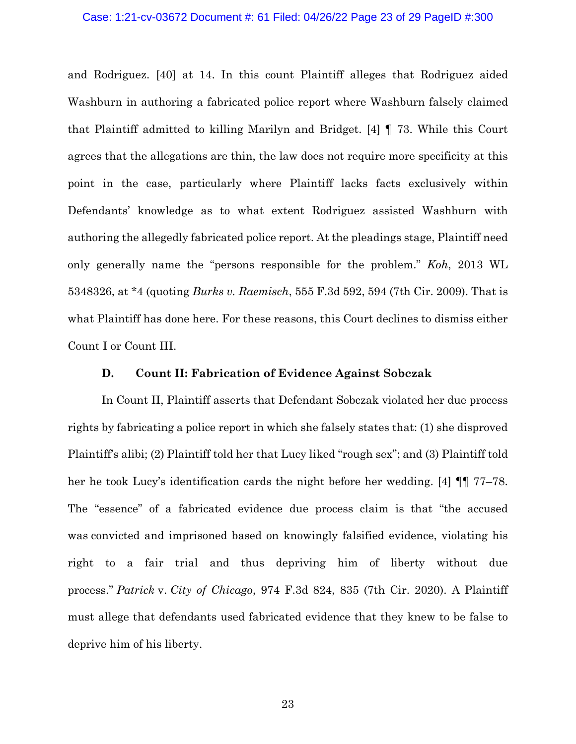and Rodriguez. [40] at 14. In this count Plaintiff alleges that Rodriguez aided Washburn in authoring a fabricated police report where Washburn falsely claimed that Plaintiff admitted to killing Marilyn and Bridget. [4] ¶ 73. While this Court agrees that the allegations are thin, the law does not require more specificity at this point in the case, particularly where Plaintiff lacks facts exclusively within Defendants' knowledge as to what extent Rodriguez assisted Washburn with authoring the allegedly fabricated police report. At the pleadings stage, Plaintiff need only generally name the "persons responsible for the problem." *Koh*, 2013 WL 5348326, at *4 (quoting *Burks v. Raemisch*, 555 F.3d 592, 594 (7th Cir. 2009). That is what Plaintiff has done here. For these reasons, this Court declines to dismiss either Count I or Count III.

### D. Count II: Fabrication of Evidence Against Sobczak

In Count II, Plaintiff asserts that Defendant Sobczak violated her due process rights by fabricating a police report in which she falsely states that: (1) she disproved Plaintiff's alibi; (2) Plaintiff told her that Lucy liked "rough sex"; and (3) Plaintiff told her he took Lucy's identification cards the night before her wedding. [4] ¶¶ 77–78. The "essence" of a fabricated evidence due process claim is that "the accused was convicted and imprisoned based on knowingly falsified evidence, violating his right to a fair trial and thus depriving him of liberty without due process." *Patrick* v. *City of Chicago*, 974 F.3d 824, 835 (7th Cir. 2020). A Plaintiff must allege that defendants used fabricated evidence that they knew to be false to deprive him of his liberty.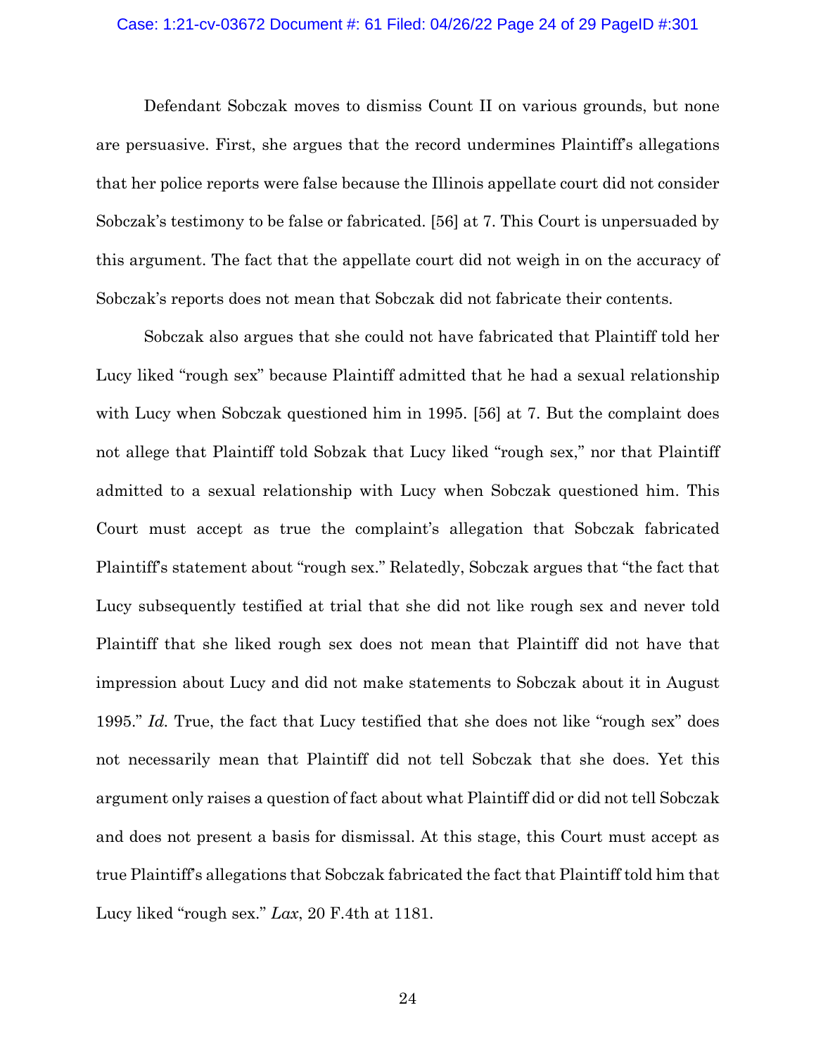Defendant Sobczak moves to dismiss Count II on various grounds, but none are persuasive. First, she argues that the record undermines Plaintiff's allegations that her police reports were false because the Illinois appellate court did not consider Sobczak's testimony to be false or fabricated. [56] at 7. This Court is unpersuaded by this argument. The fact that the appellate court did not weigh in on the accuracy of Sobczak's reports does not mean that Sobczak did not fabricate their contents.

Sobczak also argues that she could not have fabricated that Plaintiff told her Lucy liked "rough sex" because Plaintiff admitted that he had a sexual relationship with Lucy when Sobczak questioned him in 1995. [56] at 7. But the complaint does not allege that Plaintiff told Sobzak that Lucy liked "rough sex," nor that Plaintiff admitted to a sexual relationship with Lucy when Sobczak questioned him. This Court must accept as true the complaint's allegation that Sobczak fabricated Plaintiff's statement about "rough sex." Relatedly, Sobczak argues that "the fact that Lucy subsequently testified at trial that she did not like rough sex and never told Plaintiff that she liked rough sex does not mean that Plaintiff did not have that impression about Lucy and did not make statements to Sobczak about it in August 1995." *Id.* True, the fact that Lucy testified that she does not like "rough sex" does not necessarily mean that Plaintiff did not tell Sobczak that she does. Yet this argument only raises a question of fact about what Plaintiff did or did not tell Sobczak and does not present a basis for dismissal. At this stage, this Court must accept as true Plaintiff's allegations that Sobczak fabricated the fact that Plaintiff told him that Lucy liked "rough sex." *Lax*, 20 F.4th at 1181.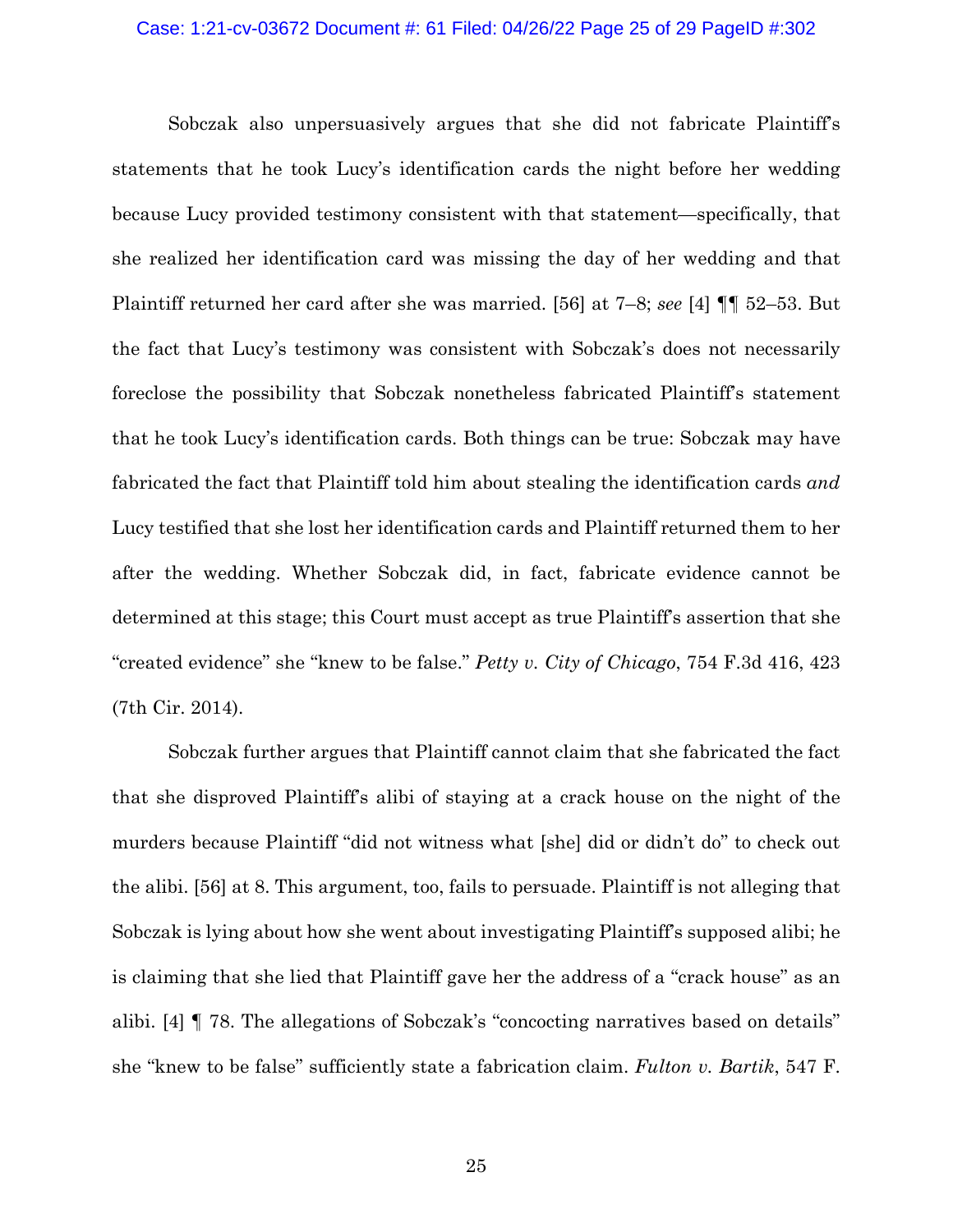Sobczak also unpersuasively argues that she did not fabricate Plaintiff's statements that he took Lucy's identification cards the night before her wedding because Lucy provided testimony consistent with that statement—specifically, that she realized her identification card was missing the day of her wedding and that Plaintiff returned her card after she was married. [56] at 7–8; *see* [4] ¶¶ 52–53. But the fact that Lucy's testimony was consistent with Sobczak's does not necessarily foreclose the possibility that Sobczak nonetheless fabricated Plaintiff's statement that he took Lucy's identification cards. Both things can be true: Sobczak may have fabricated the fact that Plaintiff told him about stealing the identification cards *and* Lucy testified that she lost her identification cards and Plaintiff returned them to her after the wedding. Whether Sobczak did, in fact, fabricate evidence cannot be determined at this stage; this Court must accept as true Plaintiff's assertion that she "created evidence" she "knew to be false." *Petty v. City of Chicago*, 754 F.3d 416, 423 (7th Cir. 2014).

Sobczak further argues that Plaintiff cannot claim that she fabricated the fact that she disproved Plaintiff's alibi of staying at a crack house on the night of the murders because Plaintiff "did not witness what [she] did or didn't do" to check out the alibi. [56] at 8. This argument, too, fails to persuade. Plaintiff is not alleging that Sobczak is lying about how she went about investigating Plaintiff's supposed alibi; he is claiming that she lied that Plaintiff gave her the address of a "crack house" as an alibi. [4] ¶ 78. The allegations of Sobczak's "concocting narratives based on details" she "knew to be false" sufficiently state a fabrication claim. *Fulton v. Bartik*, 547 F.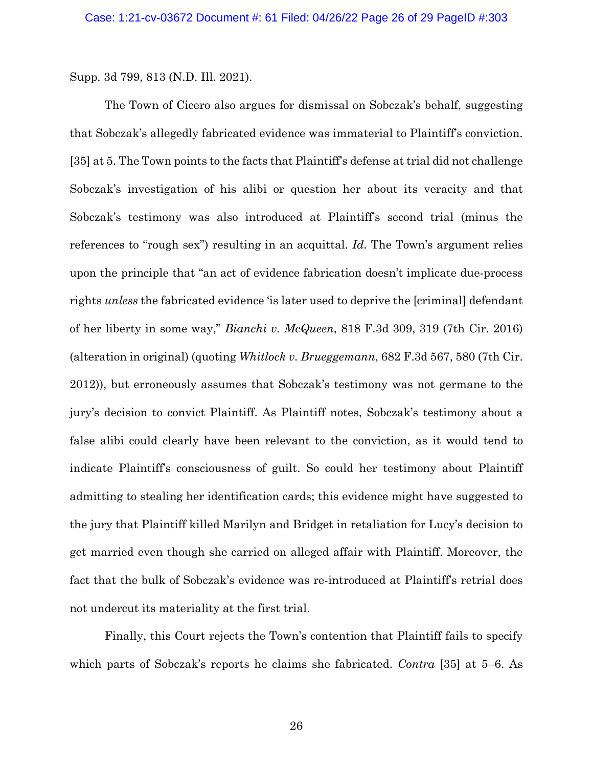Supp. 3d 799, 813 (N.D. Ill. 2021).

The Town of Cicero also argues for dismissal on Sobczak's behalf, suggesting that Sobczak's allegedly fabricated evidence was immaterial to Plaintiff's conviction. [35] at 5. The Town points to the facts that Plaintiff's defense at trial did not challenge Sobczak's investigation of his alibi or question her about its veracity and that Sobczak's testimony was also introduced at Plaintiff's second trial (minus the references to "rough sex") resulting in an acquittal. *Id.* The Town's argument relies upon the principle that "an act of evidence fabrication doesn't implicate due-process rights *unless* the fabricated evidence 'is later used to deprive the [criminal] defendant of her liberty in some way,'" *Bianchi v. McQueen*, 818 F.3d 309, 319 (7th Cir. 2016) (alteration in original) (quoting *Whitlock v. Brueggemann*, 682 F.3d 567, 580 (7th Cir. 2012)), but erroneously assumes that Sobczak's testimony was not germane to the jury's decision to convict Plaintiff. As Plaintiff notes, Sobczak's testimony about a false alibi could clearly have been relevant to the conviction, as it would tend to indicate Plaintiff's consciousness of guilt. So could her testimony about Plaintiff admitting to stealing her identification cards; this evidence might have suggested to the jury that Plaintiff killed Marilyn and Bridget in retaliation for Lucy's decision to get married even though she carried on alleged affair with Plaintiff. Moreover, the fact that the bulk of Sobczak's evidence was re-introduced at Plaintiff's retrial does not undercut its materiality at the first trial.

Finally, this Court rejects the Town's contention that Plaintiff fails to specify which parts of Sobczak's reports he claims she fabricated. *Contra* [35] at 5–6. As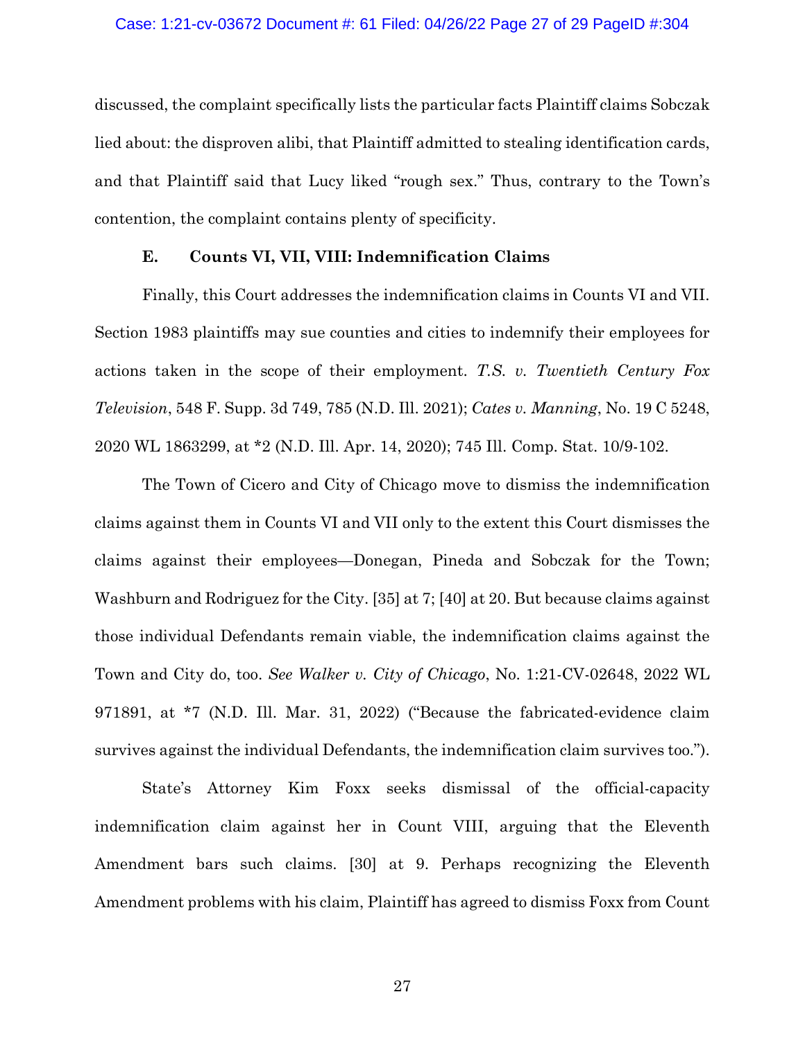discussed, the complaint specifically lists the particular facts Plaintiff claims Sobczak lied about: the disproven alibi, that Plaintiff admitted to stealing identification cards, and that Plaintiff said that Lucy liked "rough sex." Thus, contrary to the Town's contention, the complaint contains plenty of specificity.

### E. Counts VI, VII, VIII: Indemnification Claims

Finally, this Court addresses the indemnification claims in Counts VI and VII. Section 1983 plaintiffs may sue counties and cities to indemnify their employees for actions taken in the scope of their employment. *T.S. v. Twentieth Century Fox Television*, 548 F. Supp. 3d 749, 785 (N.D. Ill. 2021); *Cates v. Manning*, No. 19 C 5248, 2020 WL 1863299, at *2 (N.D. Ill. Apr. 14, 2020); 745 Ill. Comp. Stat. 10/9-102.

The Town of Cicero and City of Chicago move to dismiss the indemnification claims against them in Counts VI and VII only to the extent this Court dismisses the claims against their employees—Donegan, Pineda and Sobczak for the Town; Washburn and Rodriguez for the City. [35] at 7; [40] at 20. But because claims against those individual Defendants remain viable, the indemnification claims against the Town and City do, too. *See Walker v. City of Chicago*, No. 1:21-CV-02648, 2022 WL 971891, at *7 (N.D. Ill. Mar. 31, 2022) ("Because the fabricated-evidence claim survives against the individual Defendants, the indemnification claim survives too.").

State's Attorney Kim Foxx seeks dismissal of the official-capacity indemnification claim against her in Count VIII, arguing that the Eleventh Amendment bars such claims. [30] at 9. Perhaps recognizing the Eleventh Amendment problems with his claim, Plaintiff has agreed to dismiss Foxx from Count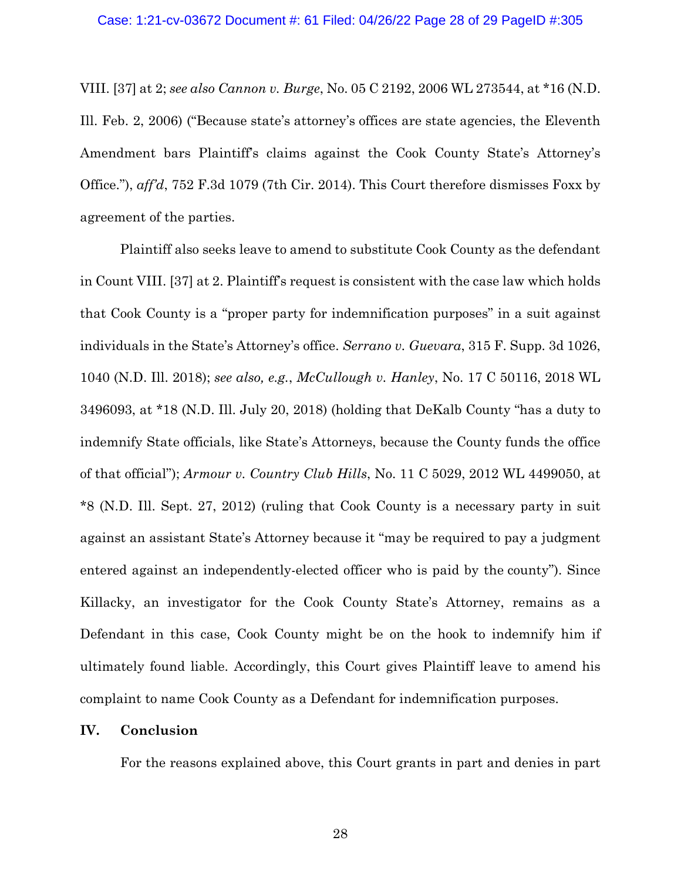VIII. [37] at 2; *see also Cannon v. Burge*, No. 05 C 2192, 2006 WL 273544, at *16 (N.D. Ill. Feb. 2, 2006) ("Because state's attorney's offices are state agencies, the Eleventh Amendment bars Plaintiff's claims against the Cook County State's Attorney's Office."), *aff'd*, 752 F.3d 1079 (7th Cir. 2014). This Court therefore dismisses Foxx by agreement of the parties.

Plaintiff also seeks leave to amend to substitute Cook County as the defendant in Count VIII. [37] at 2. Plaintiff's request is consistent with the case law which holds that Cook County is a "proper party for indemnification purposes" in a suit against individuals in the State's Attorney's office. *Serrano v. Guevara*, 315 F. Supp. 3d 1026, 1040 (N.D. Ill. 2018); *see also, e.g.*, *McCullough v. Hanley*, No. 17 C 50116, 2018 WL 3496093, at *18 (N.D. Ill. July 20, 2018) (holding that DeKalb County "has a duty to indemnify State officials, like State's Attorneys, because the County funds the office of that official"); *Armour v. Country Club Hills*, No. 11 C 5029, 2012 WL 4499050, at *8 (N.D. Ill. Sept. 27, 2012) (ruling that Cook County is a necessary party in suit against an assistant State's Attorney because it "may be required to pay a judgment entered against an independently-elected officer who is paid by the county"). Since Killacky, an investigator for the Cook County State's Attorney, remains as a Defendant in this case, Cook County might be on the hook to indemnify him if ultimately found liable. Accordingly, this Court gives Plaintiff leave to amend his complaint to name Cook County as a Defendant for indemnification purposes.

## IV. Conclusion

For the reasons explained above, this Court grants in part and denies in part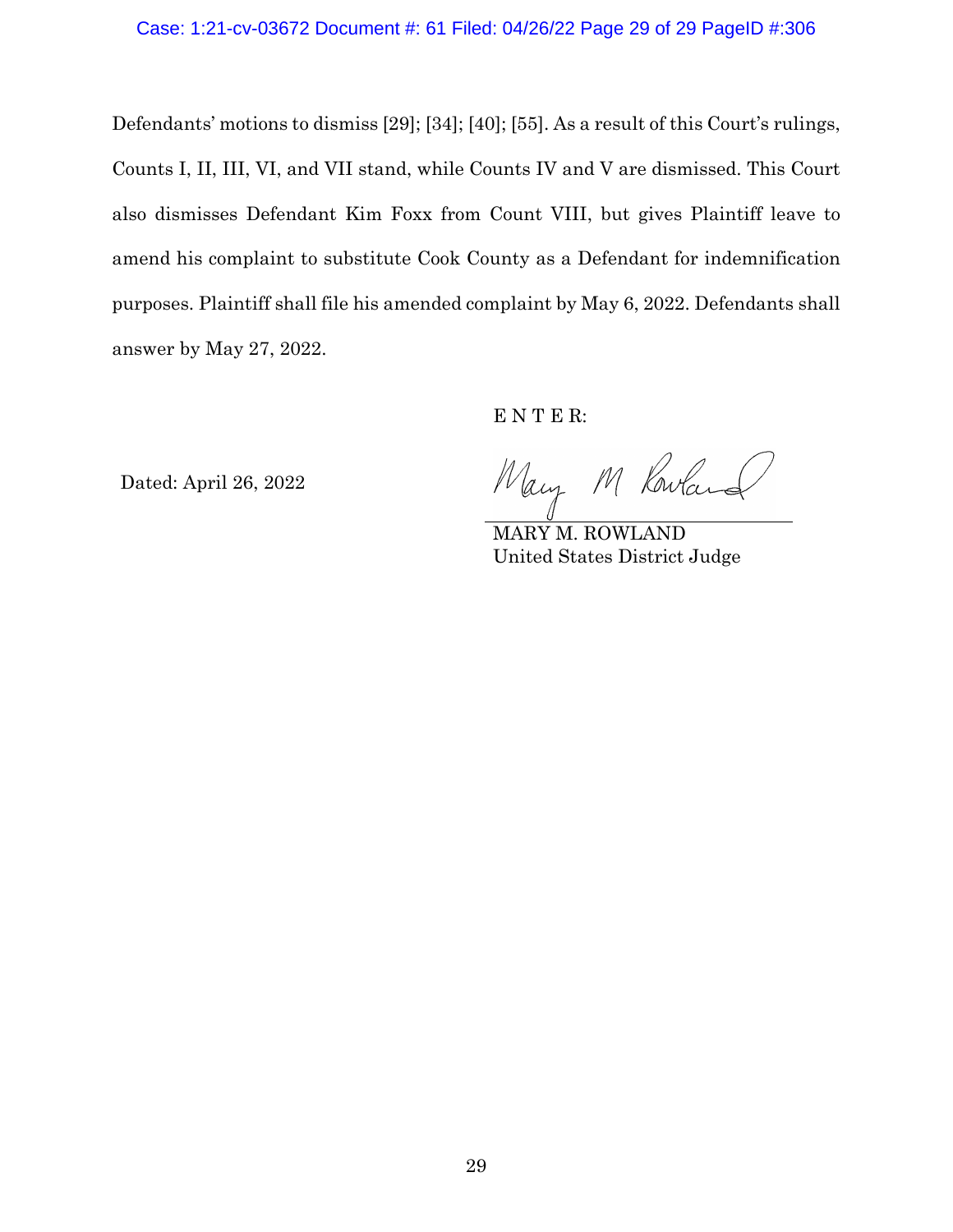Defendants' motions to dismiss [29]; [34]; [40]; [55]. As a result of this Court's rulings, Counts I, II, III, VI, and VII stand, while Counts IV and V are dismissed. This Court also dismisses Defendant Kim Foxx from Count VIII, but gives Plaintiff leave to amend his complaint to substitute Cook County as a Defendant for indemnification purposes. Plaintiff shall file his amended complaint by May 6, 2022. Defendants shall answer by May 27, 2022.

E N T E R:

Dated: April 26, 2022

MARY M. ROWLAND
United States District Judge